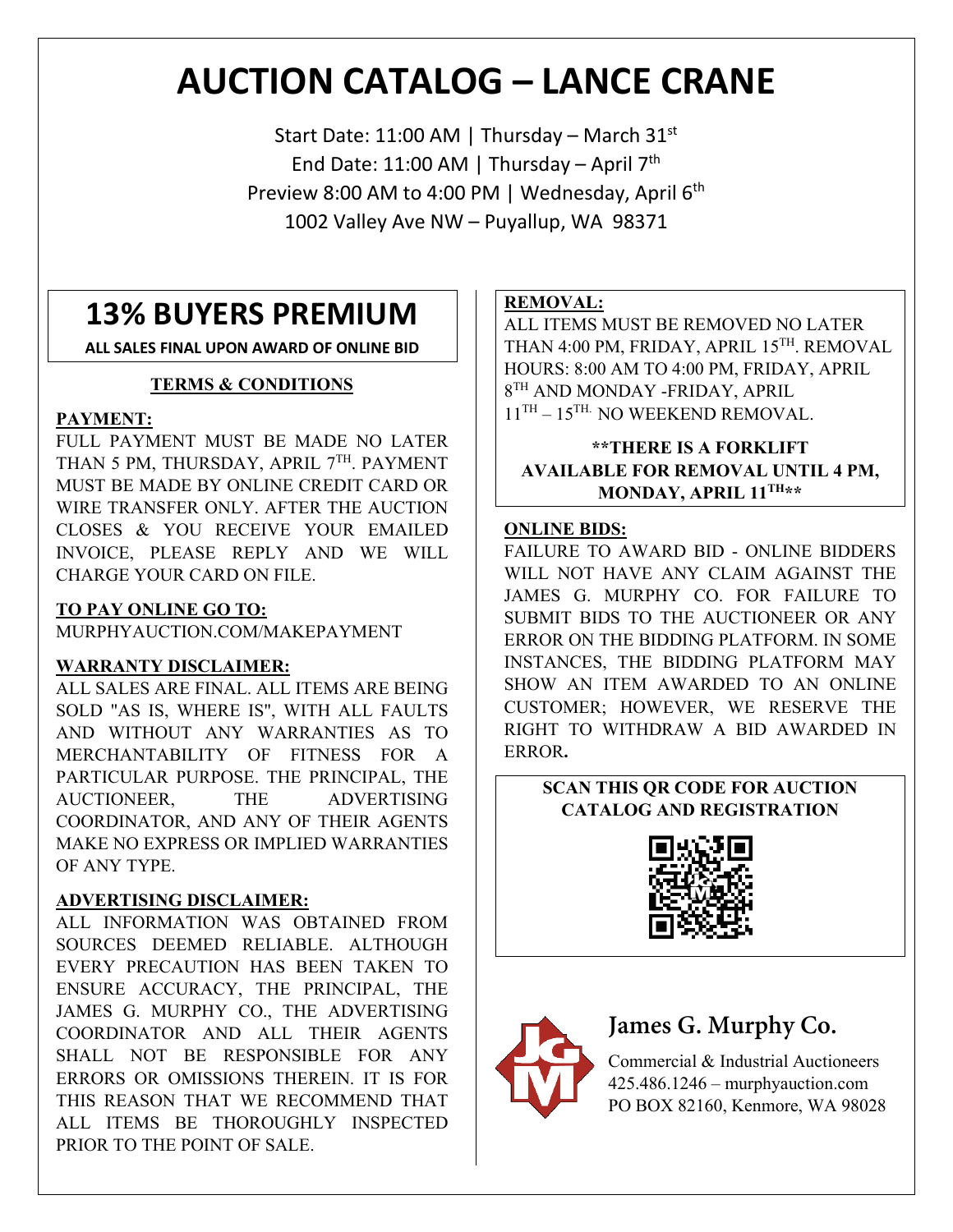# AUCTION CATALOG – LANCE CRANE

Start Date: 11:00 AM | Thursday – March 31st
End Date: 11:00 AM | Thursday – April 7th
Preview 8:00 AM to 4:00 PM | Wednesday, April 6th
1002 Valley Ave NW – Puyallup, WA 98371

## 13% BUYERS PREMIUM

**ALL SALES FINAL UPON AWARD OF ONLINE BID**

### TERMS & CONDITIONS

**PAYMENT:**

FULL PAYMENT MUST BE MADE NO LATER THAN 5 PM, THURSDAY, APRIL 7TH. PAYMENT MUST BE MADE BY ONLINE CREDIT CARD OR WIRE TRANSFER ONLY. AFTER THE AUCTION CLOSES & YOU RECEIVE YOUR EMAILED INVOICE, PLEASE REPLY AND WE WILL CHARGE YOUR CARD ON FILE.

**TO PAY ONLINE GO TO:**

MURPHYAUCTION.COM/MAKEPAYMENT

**WARRANTY DISCLAIMER:**

ALL SALES ARE FINAL. ALL ITEMS ARE BEING SOLD "AS IS, WHERE IS", WITH ALL FAULTS AND WITHOUT ANY WARRANTIES AS TO MERCHANTABILITY OF FITNESS FOR A PARTICULAR PURPOSE. THE PRINCIPAL, THE AUCTIONEER, THE ADVERTISING COORDINATOR, AND ANY OF THEIR AGENTS MAKE NO EXPRESS OR IMPLIED WARRANTIES OF ANY TYPE.

**ADVERTISING DISCLAIMER:**

ALL INFORMATION WAS OBTAINED FROM SOURCES DEEMED RELIABLE. ALTHOUGH EVERY PRECAUTION HAS BEEN TAKEN TO ENSURE ACCURACY, THE PRINCIPAL, THE JAMES G. MURPHY CO., THE ADVERTISING COORDINATOR AND ALL THEIR AGENTS SHALL NOT BE RESPONSIBLE FOR ANY ERRORS OR OMISSIONS THEREIN. IT IS FOR THIS REASON THAT WE RECOMMEND THAT ALL ITEMS BE THOROUGHLY INSPECTED PRIOR TO THE POINT OF SALE.

**REMOVAL:**

ALL ITEMS MUST BE REMOVED NO LATER THAN 4:00 PM, FRIDAY, APRIL 15TH. REMOVAL HOURS: 8:00 AM TO 4:00 PM, FRIDAY, APRIL 8TH AND MONDAY -FRIDAY, APRIL 11TH – 15TH. NO WEEKEND REMOVAL.

**\*\*THERE IS A FORKLIFT AVAILABLE FOR REMOVAL UNTIL 4 PM, MONDAY, APRIL 11TH\*\***

**ONLINE BIDS:**

FAILURE TO AWARD BID - ONLINE BIDDERS WILL NOT HAVE ANY CLAIM AGAINST THE JAMES G. MURPHY CO. FOR FAILURE TO SUBMIT BIDS TO THE AUCTIONEER OR ANY ERROR ON THE BIDDING PLATFORM. IN SOME INSTANCES, THE BIDDING PLATFORM MAY SHOW AN ITEM AWARDED TO AN ONLINE CUSTOMER; HOWEVER, WE RESERVE THE RIGHT TO WITHDRAW A BID AWARDED IN ERROR.

**SCAN THIS QR CODE FOR AUCTION CATALOG AND REGISTRATION**

**James G. Murphy Co.**

Commercial & Industrial Auctioneers
425.486.1246 – murphyauction.com
PO BOX 82160, Kenmore, WA 98028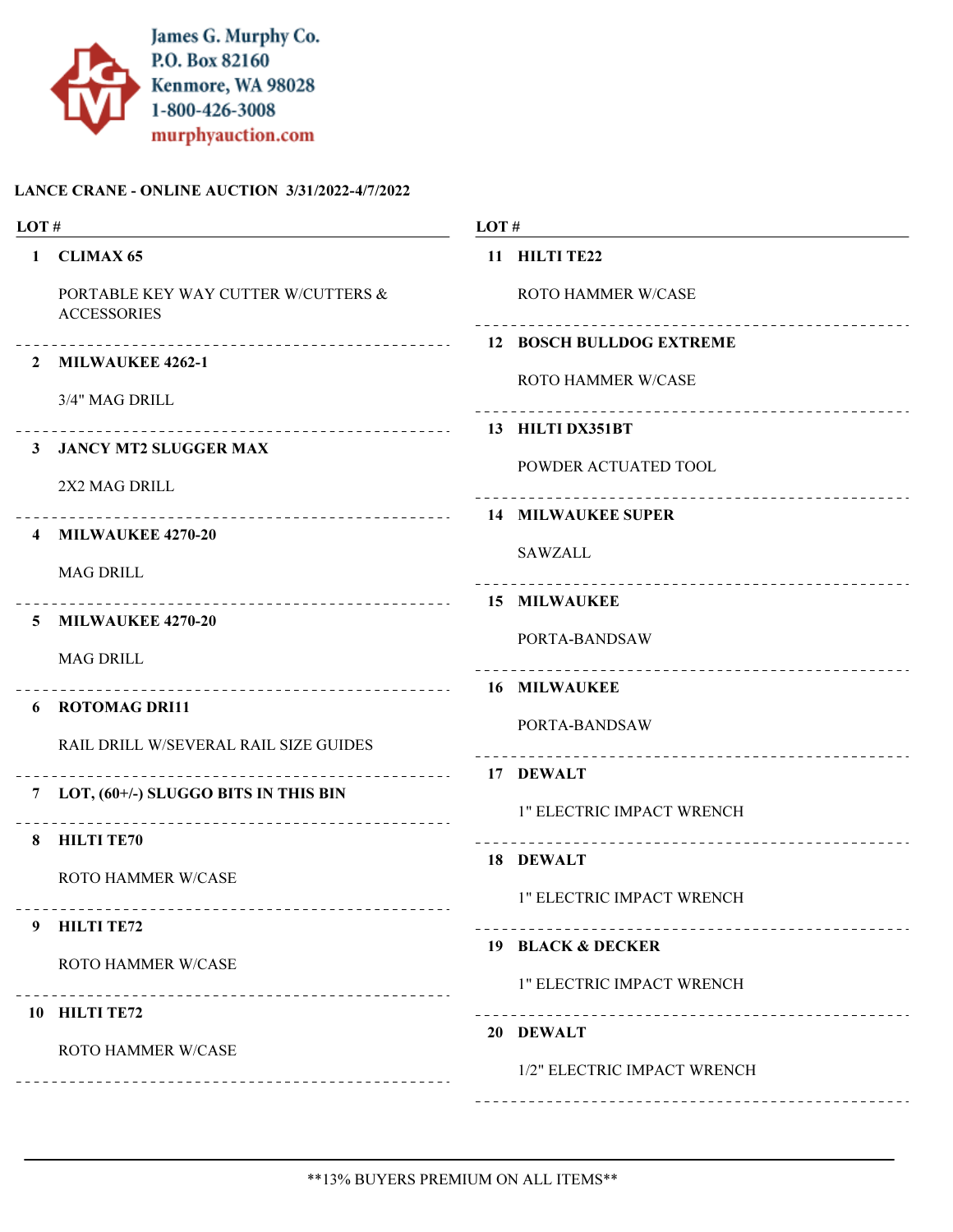James G. Murphy Co.
P.O. Box 82160
Kenmore, WA 98028
1-800-426-3008
murphyauction.com

## LANCE CRANE - ONLINE AUCTION 3/31/2022-4/7/2022

| LOT # | |
|---|---|
| **1** | **CLIMAX 65** |
| | PORTABLE KEY WAY CUTTER W/CUTTERS & ACCESSORIES |
| **2** | **MILWAUKEE 4262-1** |
| | 3/4" MAG DRILL |
| **3** | **JANCY MT2 SLUGGER MAX** |
| | 2X2 MAG DRILL |
| **4** | **MILWAUKEE 4270-20** |
| | MAG DRILL |
| **5** | **MILWAUKEE 4270-20** |
| | MAG DRILL |
| **6** | **ROTOMAG DRI11** |
| | RAIL DRILL W/SEVERAL RAIL SIZE GUIDES |
| **7** | **LOT, (60+/-) SLUGGO BITS IN THIS BIN** |
| **8** | **HILTI TE70** |
| | ROTO HAMMER W/CASE |
| **9** | **HILTI TE72** |
| | ROTO HAMMER W/CASE |
| **10** | **HILTI TE72** |
| | ROTO HAMMER W/CASE |
| **11** | **HILTI TE22** |
| | ROTO HAMMER W/CASE |
| **12** | **BOSCH BULLDOG EXTREME** |
| | ROTO HAMMER W/CASE |
| **13** | **HILTI DX351BT** |
| | POWDER ACTUATED TOOL |
| **14** | **MILWAUKEE SUPER** |
| | SAWZALL |
| **15** | **MILWAUKEE** |
| | PORTA-BANDSAW |
| **16** | **MILWAUKEE** |
| | PORTA-BANDSAW |
| **17** | **DEWALT** |
| | 1" ELECTRIC IMPACT WRENCH |
| **18** | **DEWALT** |
| | 1" ELECTRIC IMPACT WRENCH |
| **19** | **BLACK & DECKER** |
| | 1" ELECTRIC IMPACT WRENCH |
| **20** | **DEWALT** |
| | 1/2" ELECTRIC IMPACT WRENCH |

**13% BUYERS PREMIUM ON ALL ITEMS**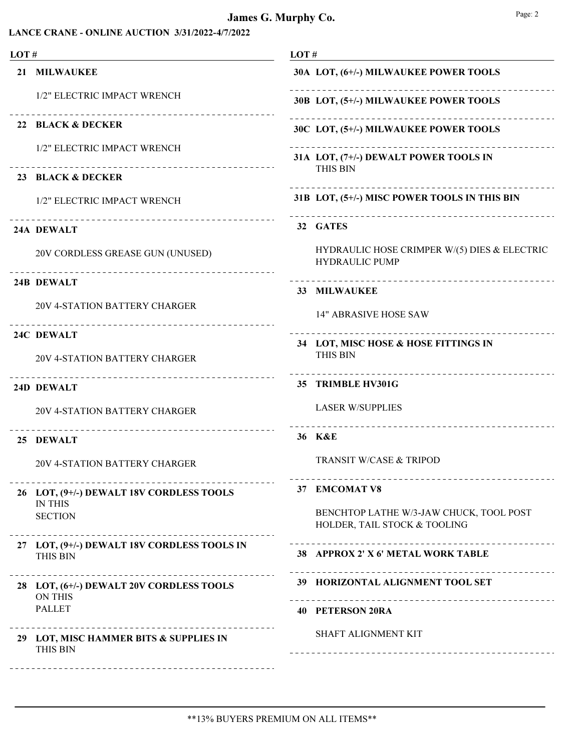# James G. Murphy Co.

**LANCE CRANE - ONLINE AUCTION 3/31/2022-4/7/2022**

LOT #

**21 MILWAUKEE**

1/2" ELECTRIC IMPACT WRENCH

**22 BLACK & DECKER**

1/2" ELECTRIC IMPACT WRENCH

**23 BLACK & DECKER**

1/2" ELECTRIC IMPACT WRENCH

**24A DEWALT**

20V CORDLESS GREASE GUN (UNUSED)

**24B DEWALT**

20V 4-STATION BATTERY CHARGER

**24C DEWALT**

20V 4-STATION BATTERY CHARGER

**24D DEWALT**

20V 4-STATION BATTERY CHARGER

**25 DEWALT**

20V 4-STATION BATTERY CHARGER

**26 LOT, (9+/-) DEWALT 18V CORDLESS TOOLS** IN THIS SECTION

**27 LOT, (9+/-) DEWALT 18V CORDLESS TOOLS IN** THIS BIN

**28 LOT, (6+/-) DEWALT 20V CORDLESS TOOLS** ON THIS PALLET

**29 LOT, MISC HAMMER BITS & SUPPLIES IN** THIS BIN

**30A LOT, (6+/-) MILWAUKEE POWER TOOLS**

**30B LOT, (5+/-) MILWAUKEE POWER TOOLS**

**30C LOT, (5+/-) MILWAUKEE POWER TOOLS**

**31A LOT, (7+/-) DEWALT POWER TOOLS IN** THIS BIN

**31B LOT, (5+/-) MISC POWER TOOLS IN THIS BIN**

**32 GATES**

HYDRAULIC HOSE CRIMPER W/(5) DIES & ELECTRIC HYDRAULIC PUMP

**33 MILWAUKEE**

14" ABRASIVE HOSE SAW

**34 LOT, MISC HOSE & HOSE FITTINGS IN** THIS BIN

**35 TRIMBLE HV301G**

LASER W/SUPPLIES

**36 K&E**

TRANSIT W/CASE & TRIPOD

**37 EMCOMAT V8**

BENCHTOP LATHE W/3-JAW CHUCK, TOOL POST HOLDER, TAIL STOCK & TOOLING

**38 APPROX 2' X 6' METAL WORK TABLE**

**39 HORIZONTAL ALIGNMENT TOOL SET**

**40 PETERSON 20RA**

SHAFT ALIGNMENT KIT

**13% BUYERS PREMIUM ON ALL ITEMS**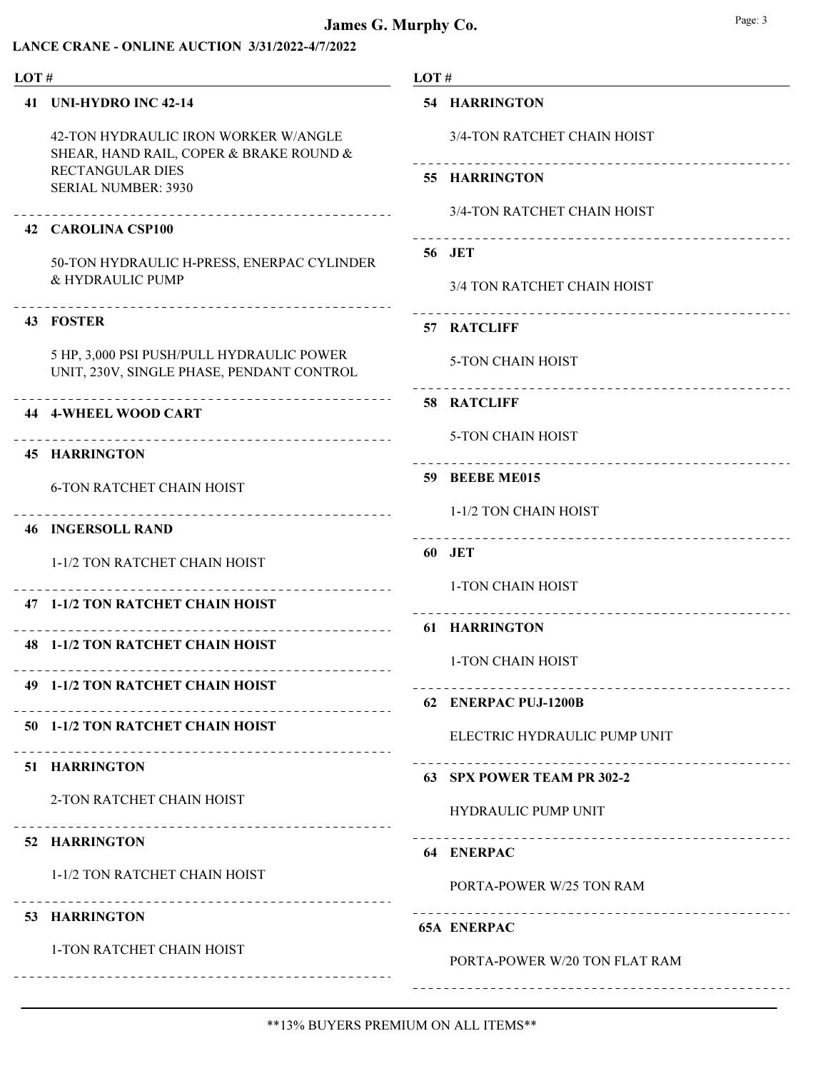# James G. Murphy Co.

**LANCE CRANE - ONLINE AUCTION 3/31/2022-4/7/2022**

**LOT #**

**41 UNI-HYDRO INC 42-14**

42-TON HYDRAULIC IRON WORKER W/ANGLE SHEAR, HAND RAIL, COPER & BRAKE ROUND & RECTANGULAR DIES
SERIAL NUMBER: 3930

---

**42 CAROLINA CSP100**

50-TON HYDRAULIC H-PRESS, ENERPAC CYLINDER & HYDRAULIC PUMP

---

**43 FOSTER**

5 HP, 3,000 PSI PUSH/PULL HYDRAULIC POWER UNIT, 230V, SINGLE PHASE, PENDANT CONTROL

---

**44 4-WHEEL WOOD CART**

---

**45 HARRINGTON**

6-TON RATCHET CHAIN HOIST

---

**46 INGERSOLL RAND**

1-1/2 TON RATCHET CHAIN HOIST

---

**47 1-1/2 TON RATCHET CHAIN HOIST**

---

**48 1-1/2 TON RATCHET CHAIN HOIST**

---

**49 1-1/2 TON RATCHET CHAIN HOIST**

---

**50 1-1/2 TON RATCHET CHAIN HOIST**

---

**51 HARRINGTON**

2-TON RATCHET CHAIN HOIST

---

**52 HARRINGTON**

1-1/2 TON RATCHET CHAIN HOIST

---

**53 HARRINGTON**

1-TON RATCHET CHAIN HOIST

---

**54 HARRINGTON**

3/4-TON RATCHET CHAIN HOIST

---

**55 HARRINGTON**

3/4-TON RATCHET CHAIN HOIST

---

**56 JET**

3/4 TON RATCHET CHAIN HOIST

---

**57 RATCLIFF**

5-TON CHAIN HOIST

---

**58 RATCLIFF**

5-TON CHAIN HOIST

---

**59 BEEBE ME015**

1-1/2 TON CHAIN HOIST

---

**60 JET**

1-TON CHAIN HOIST

---

**61 HARRINGTON**

1-TON CHAIN HOIST

---

**62 ENERPAC PUJ-1200B**

ELECTRIC HYDRAULIC PUMP UNIT

---

**63 SPX POWER TEAM PR 302-2**

HYDRAULIC PUMP UNIT

---

**64 ENERPAC**

PORTA-POWER W/25 TON RAM

---

**65A ENERPAC**

PORTA-POWER W/20 TON FLAT RAM

---

**13% BUYERS PREMIUM ON ALL ITEMS**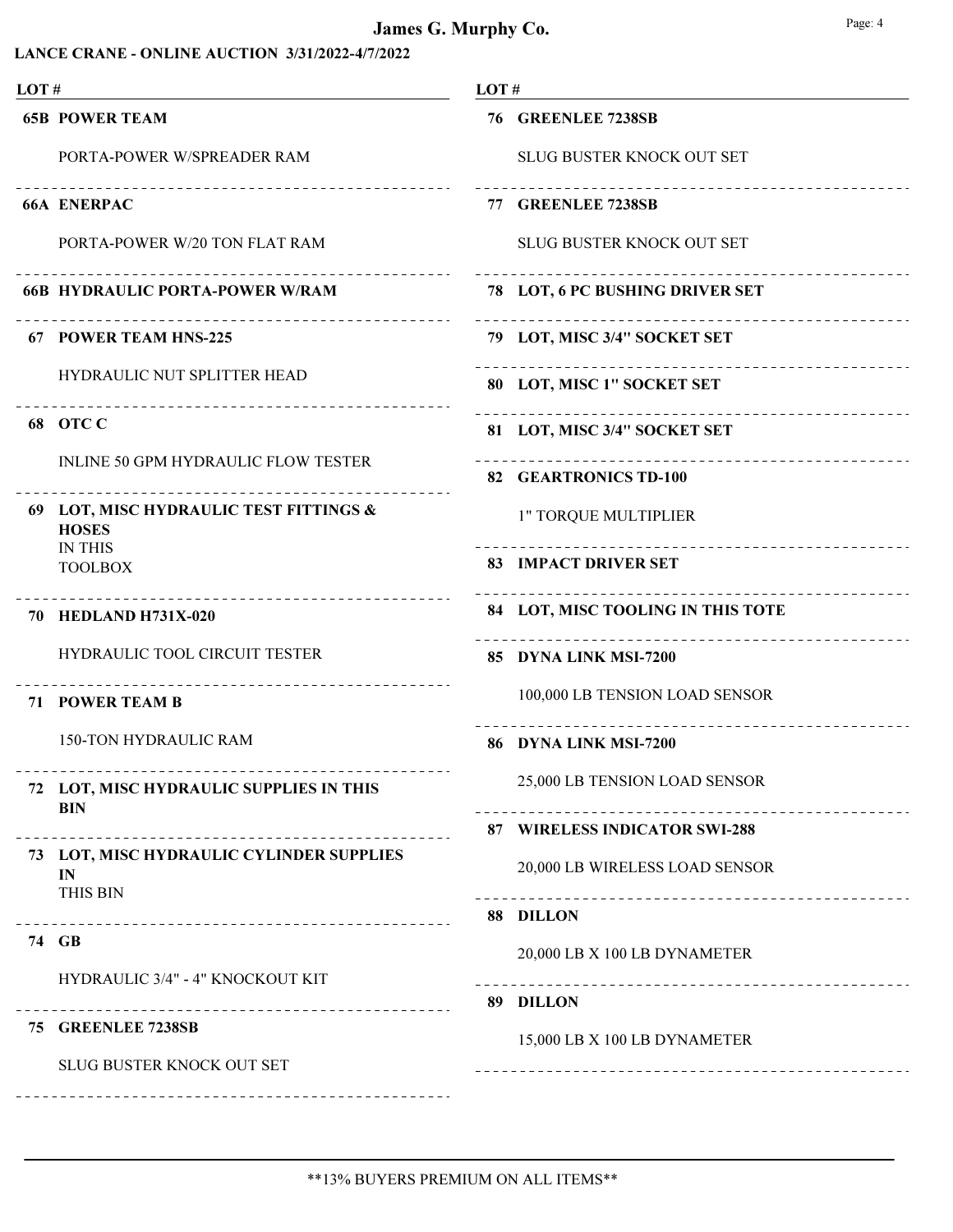**LANCE CRANE - ONLINE AUCTION 3/31/2022-4/7/2022**

| LOT # | |
|---|---|
| **65B** | **POWER TEAM**<br>PORTA-POWER W/SPREADER RAM |
| **66A** | **ENERPAC**<br>PORTA-POWER W/20 TON FLAT RAM |
| **66B** | **HYDRAULIC PORTA-POWER W/RAM** |
| **67** | **POWER TEAM HNS-225**<br>HYDRAULIC NUT SPLITTER HEAD |
| **68** | **OTC C**<br>INLINE 50 GPM HYDRAULIC FLOW TESTER |
| **69** | **LOT, MISC HYDRAULIC TEST FITTINGS & HOSES**<br>IN THIS TOOLBOX |
| **70** | **HEDLAND H731X-020**<br>HYDRAULIC TOOL CIRCUIT TESTER |
| **71** | **POWER TEAM B**<br>150-TON HYDRAULIC RAM |
| **72** | **LOT, MISC HYDRAULIC SUPPLIES IN THIS BIN** |
| **73** | **LOT, MISC HYDRAULIC CYLINDER SUPPLIES IN**<br>THIS BIN |
| **74** | **GB**<br>HYDRAULIC 3/4" - 4" KNOCKOUT KIT |
| **75** | **GREENLEE 7238SB**<br>SLUG BUSTER KNOCK OUT SET |
| **76** | **GREENLEE 7238SB**<br>SLUG BUSTER KNOCK OUT SET |
| **77** | **GREENLEE 7238SB**<br>SLUG BUSTER KNOCK OUT SET |
| **78** | **LOT, 6 PC BUSHING DRIVER SET** |
| **79** | **LOT, MISC 3/4" SOCKET SET** |
| **80** | **LOT, MISC 1" SOCKET SET** |
| **81** | **LOT, MISC 3/4" SOCKET SET** |
| **82** | **GEARTRONICS TD-100**<br>1" TORQUE MULTIPLIER |
| **83** | **IMPACT DRIVER SET** |
| **84** | **LOT, MISC TOOLING IN THIS TOTE** |
| **85** | **DYNA LINK MSI-7200**<br>100,000 LB TENSION LOAD SENSOR |
| **86** | **DYNA LINK MSI-7200**<br>25,000 LB TENSION LOAD SENSOR |
| **87** | **WIRELESS INDICATOR SWI-288**<br>20,000 LB WIRELESS LOAD SENSOR |
| **88** | **DILLON**<br>20,000 LB X 100 LB DYNAMETER |
| **89** | **DILLON**<br>15,000 LB X 100 LB DYNAMETER |

\*\*13% BUYERS PREMIUM ON ALL ITEMS\*\*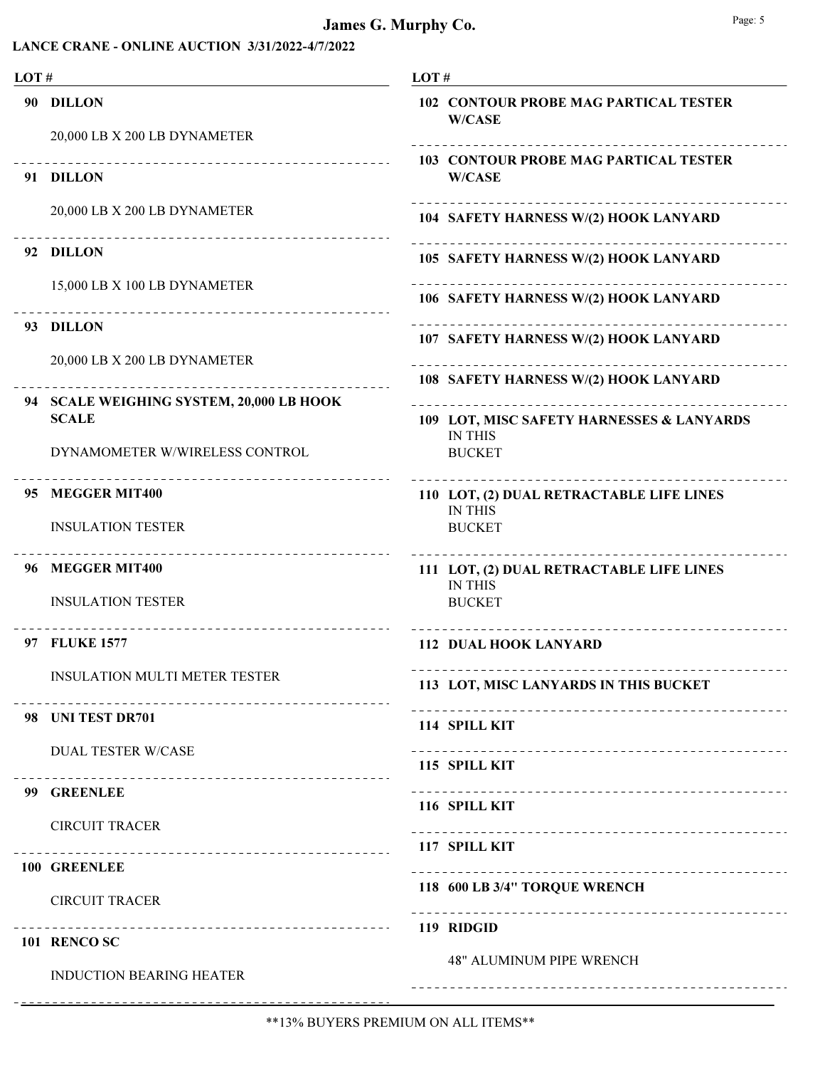# James G. Murphy Co.

**LANCE CRANE - ONLINE AUCTION 3/31/2022-4/7/2022**

| LOT # | |
|---|---|
| **90** | **DILLON**<br>20,000 LB X 200 LB DYNAMETER |
| **91** | **DILLON**<br>20,000 LB X 200 LB DYNAMETER |
| **92** | **DILLON**<br>15,000 LB X 100 LB DYNAMETER |
| **93** | **DILLON**<br>20,000 LB X 200 LB DYNAMETER |
| **94** | **SCALE WEIGHING SYSTEM, 20,000 LB HOOK SCALE**<br>DYNAMOMETER W/WIRELESS CONTROL |
| **95** | **MEGGER MIT400**<br>INSULATION TESTER |
| **96** | **MEGGER MIT400**<br>INSULATION TESTER |
| **97** | **FLUKE 1577**<br>INSULATION MULTI METER TESTER |
| **98** | **UNI TEST DR701**<br>DUAL TESTER W/CASE |
| **99** | **GREENLEE**<br>CIRCUIT TRACER |
| **100** | **GREENLEE**<br>CIRCUIT TRACER |
| **101** | **RENCO SC**<br>INDUCTION BEARING HEATER |
| **102** | **CONTOUR PROBE MAG PARTICAL TESTER W/CASE** |
| **103** | **CONTOUR PROBE MAG PARTICAL TESTER W/CASE** |
| **104** | **SAFETY HARNESS W/(2) HOOK LANYARD** |
| **105** | **SAFETY HARNESS W/(2) HOOK LANYARD** |
| **106** | **SAFETY HARNESS W/(2) HOOK LANYARD** |
| **107** | **SAFETY HARNESS W/(2) HOOK LANYARD** |
| **108** | **SAFETY HARNESS W/(2) HOOK LANYARD** |
| **109** | **LOT, MISC SAFETY HARNESSES & LANYARDS**<br>IN THIS<br>BUCKET |
| **110** | **LOT, (2) DUAL RETRACTABLE LIFE LINES**<br>IN THIS<br>BUCKET |
| **111** | **LOT, (2) DUAL RETRACTABLE LIFE LINES**<br>IN THIS<br>BUCKET |
| **112** | **DUAL HOOK LANYARD** |
| **113** | **LOT, MISC LANYARDS IN THIS BUCKET** |
| **114** | **SPILL KIT** |
| **115** | **SPILL KIT** |
| **116** | **SPILL KIT** |
| **117** | **SPILL KIT** |
| **118** | **600 LB 3/4" TORQUE WRENCH** |
| **119** | **RIDGID**<br>48" ALUMINUM PIPE WRENCH |

**13% BUYERS PREMIUM ON ALL ITEMS**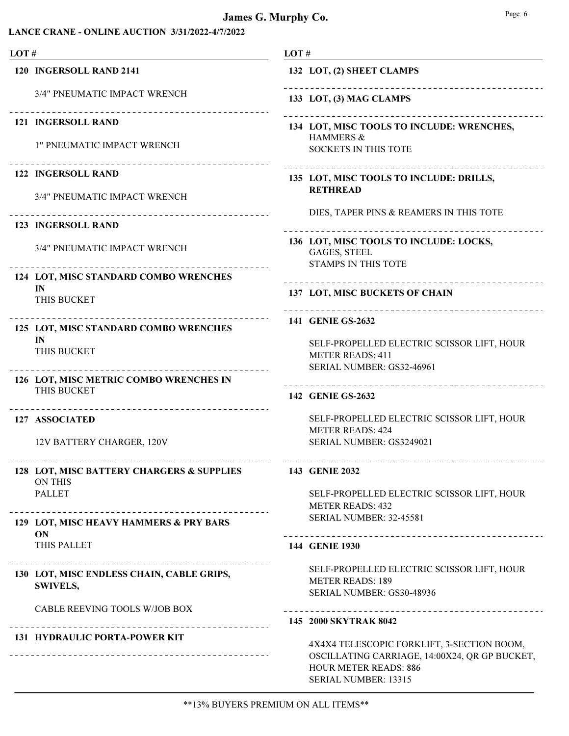**James G. Murphy Co.**

**LANCE CRANE - ONLINE AUCTION 3/31/2022-4/7/2022**

**LOT #**

**120 INGERSOLL RAND 2141**

3/4" PNEUMATIC IMPACT WRENCH

---

**121 INGERSOLL RAND**

1" PNEUMATIC IMPACT WRENCH

---

**122 INGERSOLL RAND**

3/4" PNEUMATIC IMPACT WRENCH

---

**123 INGERSOLL RAND**

3/4" PNEUMATIC IMPACT WRENCH

---

**124 LOT, MISC STANDARD COMBO WRENCHES IN**
THIS BUCKET

---

**125 LOT, MISC STANDARD COMBO WRENCHES IN**
THIS BUCKET

---

**126 LOT, MISC METRIC COMBO WRENCHES IN**
THIS BUCKET

---

**127 ASSOCIATED**

12V BATTERY CHARGER, 120V

---

**128 LOT, MISC BATTERY CHARGERS & SUPPLIES**
ON THIS
PALLET

---

**129 LOT, MISC HEAVY HAMMERS & PRY BARS ON**
THIS PALLET

---

**130 LOT, MISC ENDLESS CHAIN, CABLE GRIPS, SWIVELS,**

CABLE REEVING TOOLS W/JOB BOX

---

**131 HYDRAULIC PORTA-POWER KIT**

---

**132 LOT, (2) SHEET CLAMPS**

---

**133 LOT, (3) MAG CLAMPS**

---

**134 LOT, MISC TOOLS TO INCLUDE: WRENCHES,**
HAMMERS &
SOCKETS IN THIS TOTE

---

**135 LOT, MISC TOOLS TO INCLUDE: DRILLS, RETHREAD**

DIES, TAPER PINS & REAMERS IN THIS TOTE

---

**136 LOT, MISC TOOLS TO INCLUDE: LOCKS,**
GAGES, STEEL
STAMPS IN THIS TOTE

---

**137 LOT, MISC BUCKETS OF CHAIN**

---

**141 GENIE GS-2632**

SELF-PROPELLED ELECTRIC SCISSOR LIFT, HOUR METER READS: 411
SERIAL NUMBER: GS32-46961

---

**142 GENIE GS-2632**

SELF-PROPELLED ELECTRIC SCISSOR LIFT, HOUR METER READS: 424
SERIAL NUMBER: GS3249021

---

**143 GENIE 2032**

SELF-PROPELLED ELECTRIC SCISSOR LIFT, HOUR METER READS: 432
SERIAL NUMBER: 32-45581

---

**144 GENIE 1930**

SELF-PROPELLED ELECTRIC SCISSOR LIFT, HOUR METER READS: 189
SERIAL NUMBER: GS30-48936

---

**145 2000 SKYTRAK 8042**

4X4X4 TELESCOPIC FORKLIFT, 3-SECTION BOOM, OSCILLATING CARRIAGE, 14:00X24, QR GP BUCKET, HOUR METER READS: 886
SERIAL NUMBER: 13315

**13% BUYERS PREMIUM ON ALL ITEMS**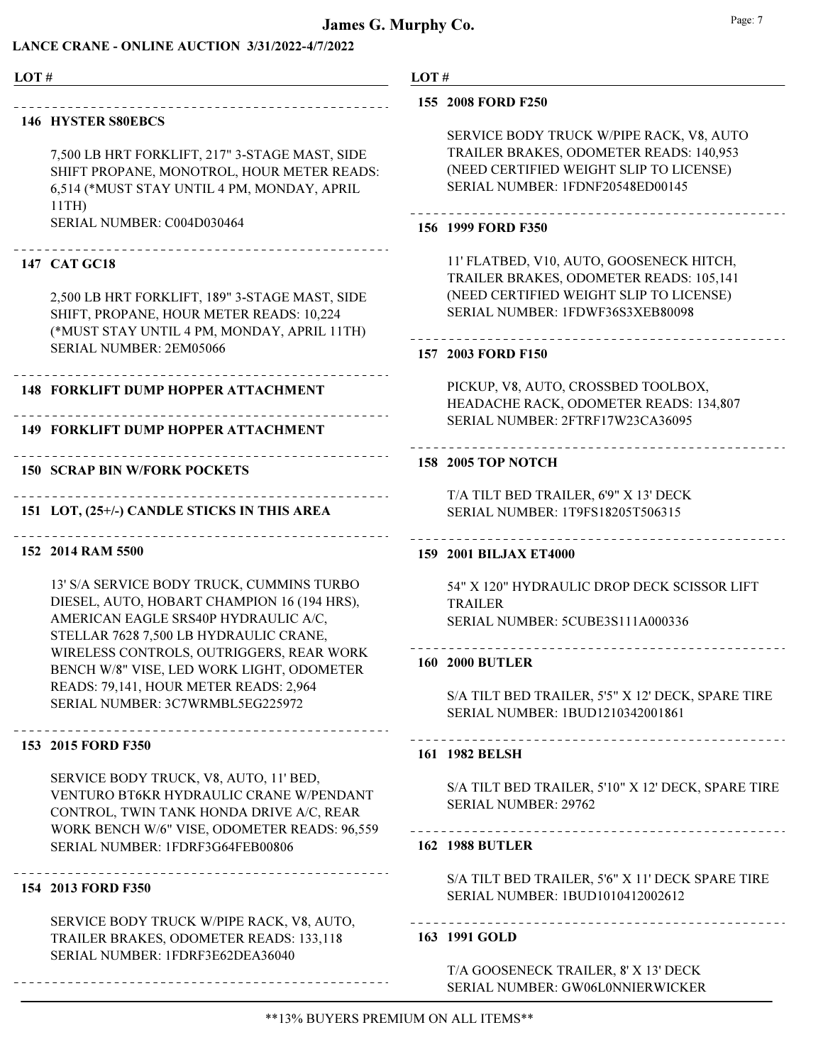## LANCE CRANE - ONLINE AUCTION 3/31/2022-4/7/2022

| LOT # |
|---|

### 146 HYSTER S80EBCS

7,500 LB HRT FORKLIFT, 217" 3-STAGE MAST, SIDE SHIFT PROPANE, MONOTROL, HOUR METER READS: 6,514 (*MUST STAY UNTIL 4 PM, MONDAY, APRIL 11TH)
SERIAL NUMBER: C004D030464

### 147 CAT GC18

2,500 LB HRT FORKLIFT, 189" 3-STAGE MAST, SIDE SHIFT, PROPANE, HOUR METER READS: 10,224 (*MUST STAY UNTIL 4 PM, MONDAY, APRIL 11TH)
SERIAL NUMBER: 2EM05066

### 148 FORKLIFT DUMP HOPPER ATTACHMENT

### 149 FORKLIFT DUMP HOPPER ATTACHMENT

### 150 SCRAP BIN W/FORK POCKETS

### 151 LOT, (25+/-) CANDLE STICKS IN THIS AREA

### 152 2014 RAM 5500

13' S/A SERVICE BODY TRUCK, CUMMINS TURBO DIESEL, AUTO, HOBART CHAMPION 16 (194 HRS), AMERICAN EAGLE SRS40P HYDRAULIC A/C, STELLAR 7628 7,500 LB HYDRAULIC CRANE, WIRELESS CONTROLS, OUTRIGGERS, REAR WORK BENCH W/8" VISE, LED WORK LIGHT, ODOMETER READS: 79,141, HOUR METER READS: 2,964
SERIAL NUMBER: 3C7WRMBL5EG225972

### 153 2015 FORD F350

SERVICE BODY TRUCK, V8, AUTO, 11' BED, VENTURO BT6KR HYDRAULIC CRANE W/PENDANT CONTROL, TWIN TANK HONDA DRIVE A/C, REAR WORK BENCH W/6" VISE, ODOMETER READS: 96,559
SERIAL NUMBER: 1FDRF3G64FEB00806

### 154 2013 FORD F350

SERVICE BODY TRUCK W/PIPE RACK, V8, AUTO, TRAILER BRAKES, ODOMETER READS: 133,118
SERIAL NUMBER: 1FDRF3E62DEA36040

### 155 2008 FORD F250

SERVICE BODY TRUCK W/PIPE RACK, V8, AUTO TRAILER BRAKES, ODOMETER READS: 140,953 (NEED CERTIFIED WEIGHT SLIP TO LICENSE)
SERIAL NUMBER: 1FDNF20548ED00145

### 156 1999 FORD F350

11' FLATBED, V10, AUTO, GOOSENECK HITCH, TRAILER BRAKES, ODOMETER READS: 105,141 (NEED CERTIFIED WEIGHT SLIP TO LICENSE)
SERIAL NUMBER: 1FDWF36S3XEB80098

### 157 2003 FORD F150

PICKUP, V8, AUTO, CROSSBED TOOLBOX, HEADACHE RACK, ODOMETER READS: 134,807
SERIAL NUMBER: 2FTRF17W23CA36095

### 158 2005 TOP NOTCH

T/A TILT BED TRAILER, 6'9" X 13' DECK
SERIAL NUMBER: 1T9FS18205T506315

### 159 2001 BILJAX ET4000

54" X 120" HYDRAULIC DROP DECK SCISSOR LIFT TRAILER
SERIAL NUMBER: 5CUBE3S111A000336

### 160 2000 BUTLER

S/A TILT BED TRAILER, 5'5" X 12' DECK, SPARE TIRE
SERIAL NUMBER: 1BUD1210342001861

### 161 1982 BELSH

S/A TILT BED TRAILER, 5'10" X 12' DECK, SPARE TIRE
SERIAL NUMBER: 29762

### 162 1988 BUTLER

S/A TILT BED TRAILER, 5'6" X 11' DECK SPARE TIRE
SERIAL NUMBER: 1BUD1010412002612

### 163 1991 GOLD

T/A GOOSENECK TRAILER, 8' X 13' DECK
SERIAL NUMBER: GW06L0NNIERWICKER

**13% BUYERS PREMIUM ON ALL ITEMS**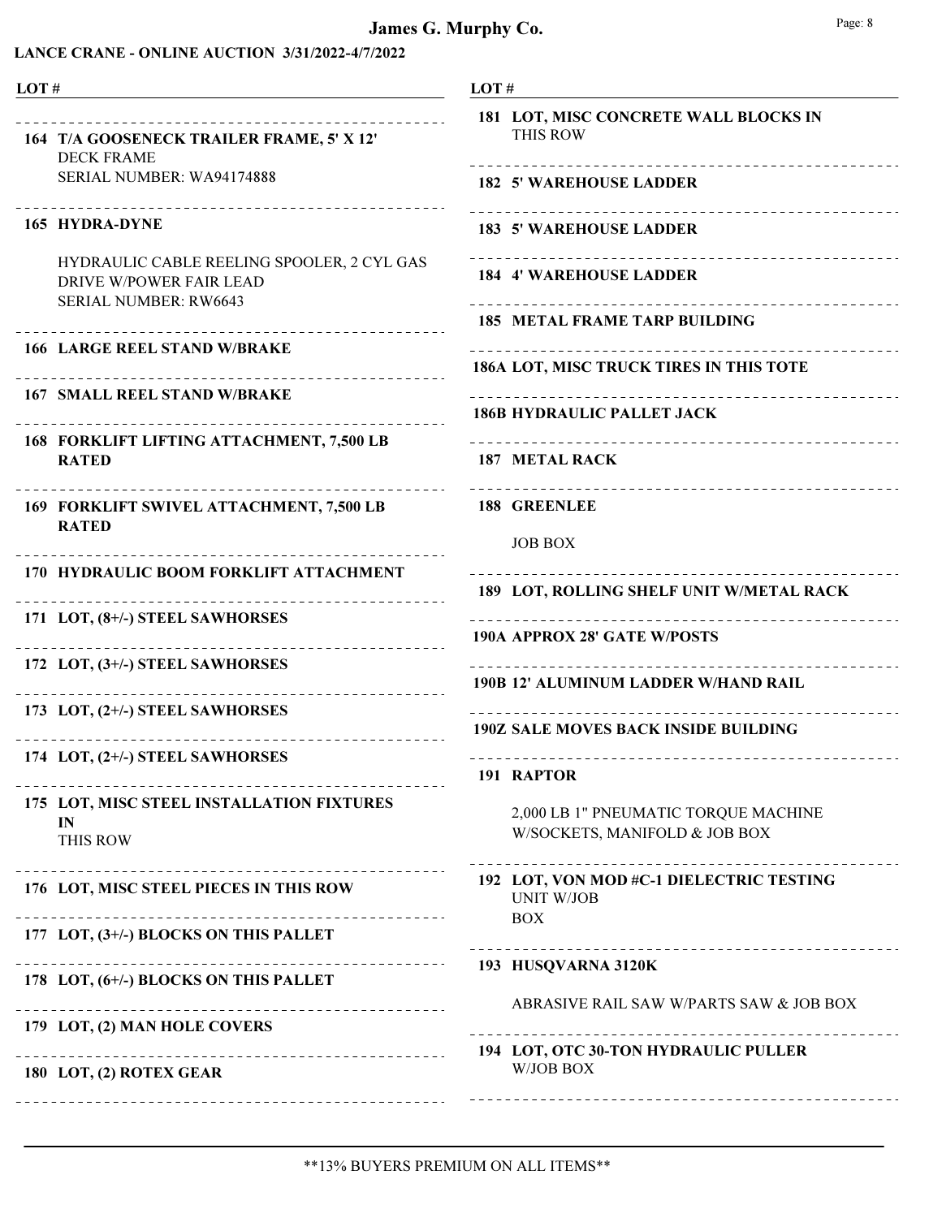# James G. Murphy Co.

## LANCE CRANE - ONLINE AUCTION 3/31/2022-4/7/2022

**LOT #**

**164 T/A GOOSENECK TRAILER FRAME, 5' X 12'**
DECK FRAME
SERIAL NUMBER: WA94174888

**165 HYDRA-DYNE**

HYDRAULIC CABLE REELING SPOOLER, 2 CYL GAS DRIVE W/POWER FAIR LEAD
SERIAL NUMBER: RW6643

**166 LARGE REEL STAND W/BRAKE**

**167 SMALL REEL STAND W/BRAKE**

**168 FORKLIFT LIFTING ATTACHMENT, 7,500 LB RATED**

**169 FORKLIFT SWIVEL ATTACHMENT, 7,500 LB RATED**

**170 HYDRAULIC BOOM FORKLIFT ATTACHMENT**

**171 LOT, (8+/-) STEEL SAWHORSES**

**172 LOT, (3+/-) STEEL SAWHORSES**

**173 LOT, (2+/-) STEEL SAWHORSES**

**174 LOT, (2+/-) STEEL SAWHORSES**

**175 LOT, MISC STEEL INSTALLATION FIXTURES IN**
THIS ROW

**176 LOT, MISC STEEL PIECES IN THIS ROW**

**177 LOT, (3+/-) BLOCKS ON THIS PALLET**

**178 LOT, (6+/-) BLOCKS ON THIS PALLET**

**179 LOT, (2) MAN HOLE COVERS**

**180 LOT, (2) ROTEX GEAR**

**181 LOT, MISC CONCRETE WALL BLOCKS IN**
THIS ROW

**182 5' WAREHOUSE LADDER**

**183 5' WAREHOUSE LADDER**

**184 4' WAREHOUSE LADDER**

**185 METAL FRAME TARP BUILDING**

**186A LOT, MISC TRUCK TIRES IN THIS TOTE**

**186B HYDRAULIC PALLET JACK**

**187 METAL RACK**

**188 GREENLEE**

JOB BOX

**189 LOT, ROLLING SHELF UNIT W/METAL RACK**

**190A APPROX 28' GATE W/POSTS**

**190B 12' ALUMINUM LADDER W/HAND RAIL**

**190Z SALE MOVES BACK INSIDE BUILDING**

**191 RAPTOR**

2,000 LB 1" PNEUMATIC TORQUE MACHINE W/SOCKETS, MANIFOLD & JOB BOX

**192 LOT, VON MOD #C-1 DIELECTRIC TESTING**
UNIT W/JOB
BOX

**193 HUSQVARNA 3120K**

ABRASIVE RAIL SAW W/PARTS SAW & JOB BOX

**194 LOT, OTC 30-TON HYDRAULIC PULLER**
W/JOB BOX

**13% BUYERS PREMIUM ON ALL ITEMS**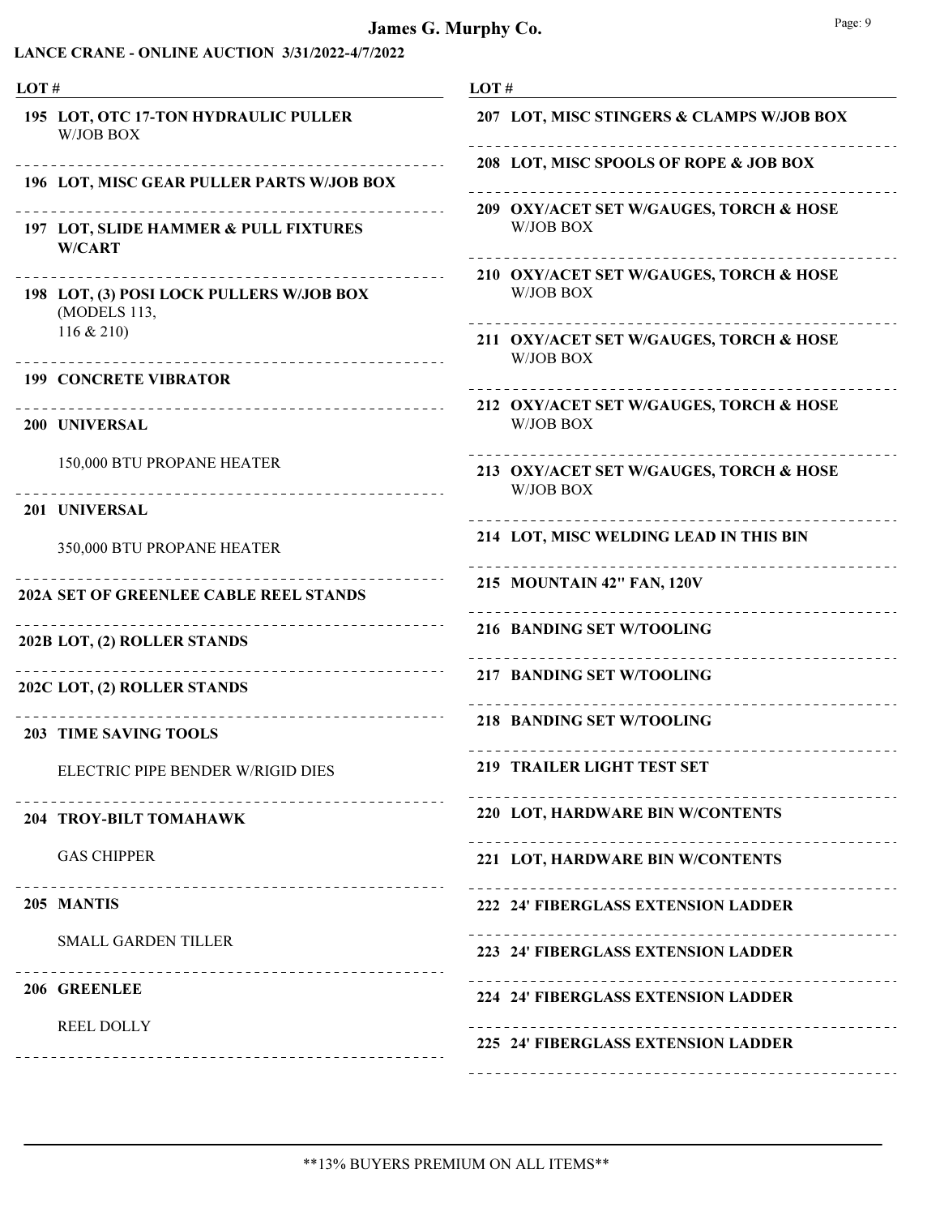# James G. Murphy Co.

## LANCE CRANE - ONLINE AUCTION 3/31/2022-4/7/2022

| LOT # | |
|---|---|
| 195 | **LOT, OTC 17-TON HYDRAULIC PULLER** W/JOB BOX |
| 196 | **LOT, MISC GEAR PULLER PARTS W/JOB BOX** |
| 197 | **LOT, SLIDE HAMMER & PULL FIXTURES W/CART** |
| 198 | **LOT, (3) POSI LOCK PULLERS W/JOB BOX** (MODELS 113, 116 & 210) |
| 199 | **CONCRETE VIBRATOR** |
| 200 | **UNIVERSAL** 150,000 BTU PROPANE HEATER |
| 201 | **UNIVERSAL** 350,000 BTU PROPANE HEATER |
| 202A | **SET OF GREENLEE CABLE REEL STANDS** |
| 202B | **LOT, (2) ROLLER STANDS** |
| 202C | **LOT, (2) ROLLER STANDS** |
| 203 | **TIME SAVING TOOLS** ELECTRIC PIPE BENDER W/RIGID DIES |
| 204 | **TROY-BILT TOMAHAWK** GAS CHIPPER |
| 205 | **MANTIS** SMALL GARDEN TILLER |
| 206 | **GREENLEE** REEL DOLLY |
| 207 | **LOT, MISC STINGERS & CLAMPS W/JOB BOX** |
| 208 | **LOT, MISC SPOOLS OF ROPE & JOB BOX** |
| 209 | **OXY/ACET SET W/GAUGES, TORCH & HOSE** W/JOB BOX |
| 210 | **OXY/ACET SET W/GAUGES, TORCH & HOSE** W/JOB BOX |
| 211 | **OXY/ACET SET W/GAUGES, TORCH & HOSE** W/JOB BOX |
| 212 | **OXY/ACET SET W/GAUGES, TORCH & HOSE** W/JOB BOX |
| 213 | **OXY/ACET SET W/GAUGES, TORCH & HOSE** W/JOB BOX |
| 214 | **LOT, MISC WELDING LEAD IN THIS BIN** |
| 215 | **MOUNTAIN 42" FAN, 120V** |
| 216 | **BANDING SET W/TOOLING** |
| 217 | **BANDING SET W/TOOLING** |
| 218 | **BANDING SET W/TOOLING** |
| 219 | **TRAILER LIGHT TEST SET** |
| 220 | **LOT, HARDWARE BIN W/CONTENTS** |
| 221 | **LOT, HARDWARE BIN W/CONTENTS** |
| 222 | **24' FIBERGLASS EXTENSION LADDER** |
| 223 | **24' FIBERGLASS EXTENSION LADDER** |
| 224 | **24' FIBERGLASS EXTENSION LADDER** |
| 225 | **24' FIBERGLASS EXTENSION LADDER** |

**13% BUYERS PREMIUM ON ALL ITEMS**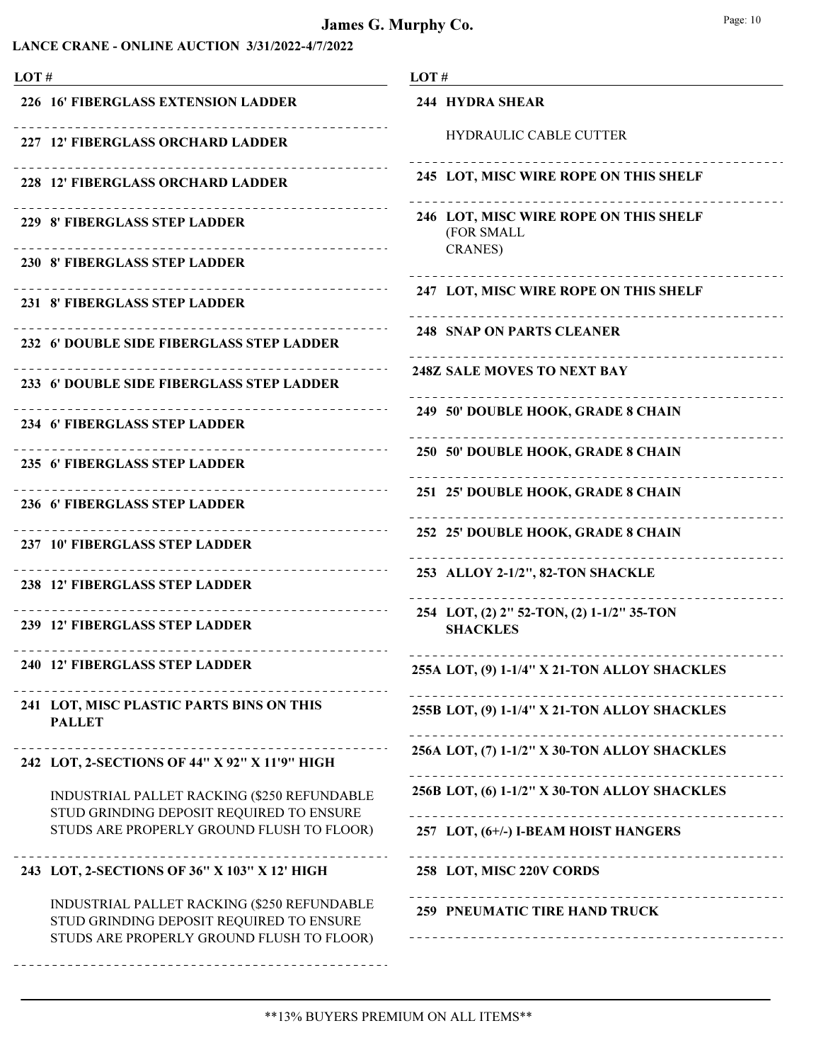## LANCE CRANE - ONLINE AUCTION 3/31/2022-4/7/2022

**LOT #**

**226 16' FIBERGLASS EXTENSION LADDER**

**227 12' FIBERGLASS ORCHARD LADDER**

**228 12' FIBERGLASS ORCHARD LADDER**

**229 8' FIBERGLASS STEP LADDER**

**230 8' FIBERGLASS STEP LADDER**

**231 8' FIBERGLASS STEP LADDER**

**232 6' DOUBLE SIDE FIBERGLASS STEP LADDER**

**233 6' DOUBLE SIDE FIBERGLASS STEP LADDER**

**234 6' FIBERGLASS STEP LADDER**

**235 6' FIBERGLASS STEP LADDER**

**236 6' FIBERGLASS STEP LADDER**

**237 10' FIBERGLASS STEP LADDER**

**238 12' FIBERGLASS STEP LADDER**

**239 12' FIBERGLASS STEP LADDER**

**240 12' FIBERGLASS STEP LADDER**

**241 LOT, MISC PLASTIC PARTS BINS ON THIS PALLET**

**242 LOT, 2-SECTIONS OF 44" X 92" X 11'9" HIGH**

INDUSTRIAL PALLET RACKING ($250 REFUNDABLE STUD GRINDING DEPOSIT REQUIRED TO ENSURE STUDS ARE PROPERLY GROUND FLUSH TO FLOOR)

**243 LOT, 2-SECTIONS OF 36" X 103" X 12' HIGH**

INDUSTRIAL PALLET RACKING ($250 REFUNDABLE STUD GRINDING DEPOSIT REQUIRED TO ENSURE STUDS ARE PROPERLY GROUND FLUSH TO FLOOR)

**244 HYDRA SHEAR**

HYDRAULIC CABLE CUTTER

**245 LOT, MISC WIRE ROPE ON THIS SHELF**

**246 LOT, MISC WIRE ROPE ON THIS SHELF** (FOR SMALL CRANES)

**247 LOT, MISC WIRE ROPE ON THIS SHELF**

**248 SNAP ON PARTS CLEANER**

**248Z SALE MOVES TO NEXT BAY**

**249 50' DOUBLE HOOK, GRADE 8 CHAIN**

**250 50' DOUBLE HOOK, GRADE 8 CHAIN**

**251 25' DOUBLE HOOK, GRADE 8 CHAIN**

**252 25' DOUBLE HOOK, GRADE 8 CHAIN**

**253 ALLOY 2-1/2", 82-TON SHACKLE**

**254 LOT, (2) 2" 52-TON, (2) 1-1/2" 35-TON SHACKLES**

**255A LOT, (9) 1-1/4" X 21-TON ALLOY SHACKLES**

**255B LOT, (9) 1-1/4" X 21-TON ALLOY SHACKLES**

**256A LOT, (7) 1-1/2" X 30-TON ALLOY SHACKLES**

**256B LOT, (6) 1-1/2" X 30-TON ALLOY SHACKLES**

**257 LOT, (6+/-) I-BEAM HOIST HANGERS**

**258 LOT, MISC 220V CORDS**

**259 PNEUMATIC TIRE HAND TRUCK**

**13% BUYERS PREMIUM ON ALL ITEMS**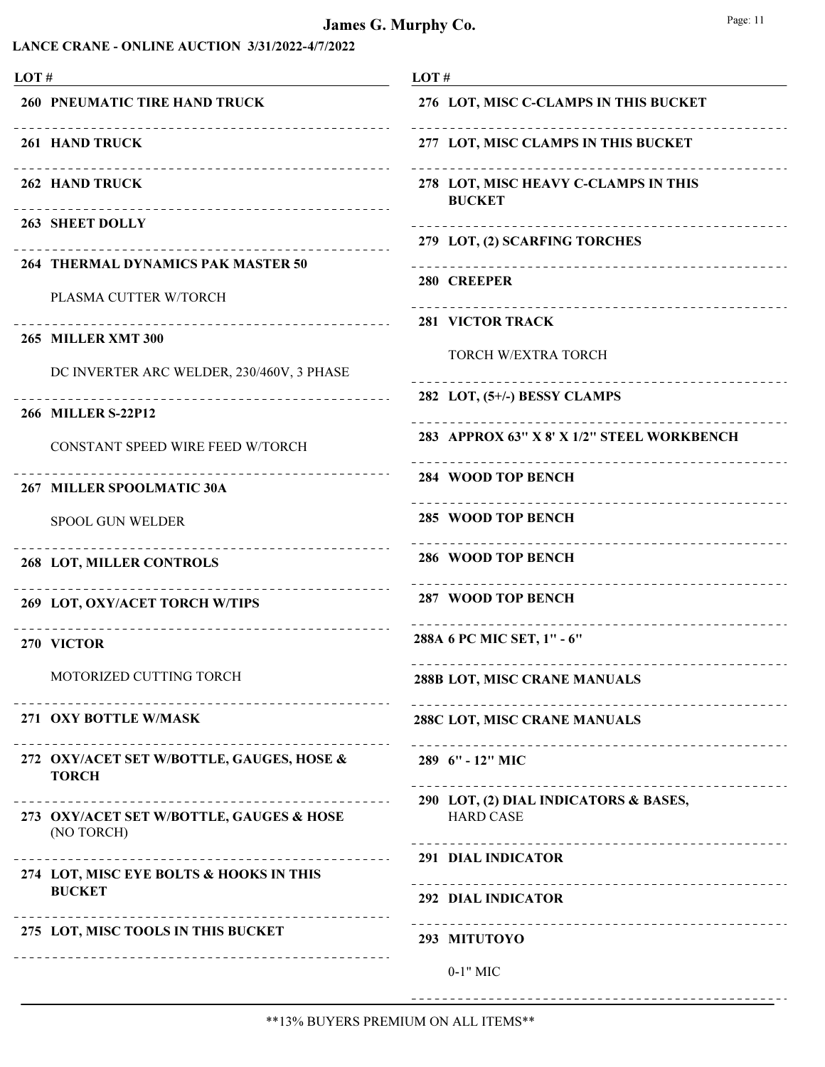# James G. Murphy Co.

**LANCE CRANE - ONLINE AUCTION 3/31/2022-4/7/2022**

| LOT # | |
|---|---|
| 260 | **PNEUMATIC TIRE HAND TRUCK** |
| 261 | **HAND TRUCK** |
| 262 | **HAND TRUCK** |
| 263 | **SHEET DOLLY** |
| 264 | **THERMAL DYNAMICS PAK MASTER 50**<br>PLASMA CUTTER W/TORCH |
| 265 | **MILLER XMT 300**<br>DC INVERTER ARC WELDER, 230/460V, 3 PHASE |
| 266 | **MILLER S-22P12**<br>CONSTANT SPEED WIRE FEED W/TORCH |
| 267 | **MILLER SPOOLMATIC 30A**<br>SPOOL GUN WELDER |
| 268 | **LOT, MILLER CONTROLS** |
| 269 | **LOT, OXY/ACET TORCH W/TIPS** |
| 270 | **VICTOR**<br>MOTORIZED CUTTING TORCH |
| 271 | **OXY BOTTLE W/MASK** |
| 272 | **OXY/ACET SET W/BOTTLE, GAUGES, HOSE & TORCH** |
| 273 | **OXY/ACET SET W/BOTTLE, GAUGES & HOSE** (NO TORCH) |
| 274 | **LOT, MISC EYE BOLTS & HOOKS IN THIS BUCKET** |
| 275 | **LOT, MISC TOOLS IN THIS BUCKET** |
| 276 | **LOT, MISC C-CLAMPS IN THIS BUCKET** |
| 277 | **LOT, MISC CLAMPS IN THIS BUCKET** |
| 278 | **LOT, MISC HEAVY C-CLAMPS IN THIS BUCKET** |
| 279 | **LOT, (2) SCARFING TORCHES** |
| 280 | **CREEPER** |
| 281 | **VICTOR TRACK**<br>TORCH W/EXTRA TORCH |
| 282 | **LOT, (5+/-) BESSY CLAMPS** |
| 283 | **APPROX 63" X 8' X 1/2" STEEL WORKBENCH** |
| 284 | **WOOD TOP BENCH** |
| 285 | **WOOD TOP BENCH** |
| 286 | **WOOD TOP BENCH** |
| 287 | **WOOD TOP BENCH** |
| 288A | **6 PC MIC SET, 1" - 6"** |
| 288B | **LOT, MISC CRANE MANUALS** |
| 288C | **LOT, MISC CRANE MANUALS** |
| 289 | **6" - 12" MIC** |
| 290 | **LOT, (2) DIAL INDICATORS & BASES,** HARD CASE |
| 291 | **DIAL INDICATOR** |
| 292 | **DIAL INDICATOR** |
| 293 | **MITUTOYO**<br>0-1" MIC |

\*\*13% BUYERS PREMIUM ON ALL ITEMS\*\*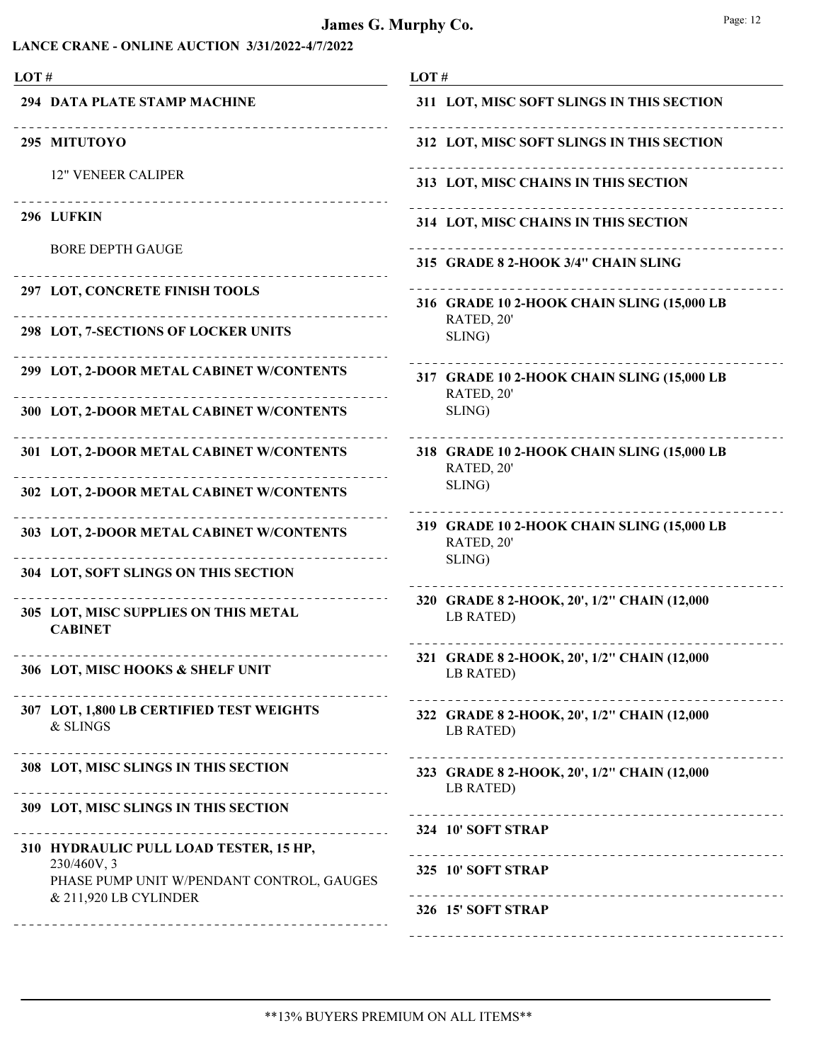## LANCE CRANE - ONLINE AUCTION 3/31/2022-4/7/2022

| LOT # | |
|---|---|
| **294** | **DATA PLATE STAMP MACHINE** |
| **295** | **MITUTOYO**<br>12" VENEER CALIPER |
| **296** | **LUFKIN**<br>BORE DEPTH GAUGE |
| **297** | **LOT, CONCRETE FINISH TOOLS** |
| **298** | **LOT, 7-SECTIONS OF LOCKER UNITS** |
| **299** | **LOT, 2-DOOR METAL CABINET W/CONTENTS** |
| **300** | **LOT, 2-DOOR METAL CABINET W/CONTENTS** |
| **301** | **LOT, 2-DOOR METAL CABINET W/CONTENTS** |
| **302** | **LOT, 2-DOOR METAL CABINET W/CONTENTS** |
| **303** | **LOT, 2-DOOR METAL CABINET W/CONTENTS** |
| **304** | **LOT, SOFT SLINGS ON THIS SECTION** |
| **305** | **LOT, MISC SUPPLIES ON THIS METAL CABINET** |
| **306** | **LOT, MISC HOOKS & SHELF UNIT** |
| **307** | **LOT, 1,800 LB CERTIFIED TEST WEIGHTS** & SLINGS |
| **308** | **LOT, MISC SLINGS IN THIS SECTION** |
| **309** | **LOT, MISC SLINGS IN THIS SECTION** |
| **310** | **HYDRAULIC PULL LOAD TESTER, 15 HP,** 230/460V, 3 PHASE PUMP UNIT W/PENDANT CONTROL, GAUGES & 211,920 LB CYLINDER |
| **311** | **LOT, MISC SOFT SLINGS IN THIS SECTION** |
| **312** | **LOT, MISC SOFT SLINGS IN THIS SECTION** |
| **313** | **LOT, MISC CHAINS IN THIS SECTION** |
| **314** | **LOT, MISC CHAINS IN THIS SECTION** |
| **315** | **GRADE 8 2-HOOK 3/4" CHAIN SLING** |
| **316** | **GRADE 10 2-HOOK CHAIN SLING (15,000 LB** RATED, 20' SLING) |
| **317** | **GRADE 10 2-HOOK CHAIN SLING (15,000 LB** RATED, 20' SLING) |
| **318** | **GRADE 10 2-HOOK CHAIN SLING (15,000 LB** RATED, 20' SLING) |
| **319** | **GRADE 10 2-HOOK CHAIN SLING (15,000 LB** RATED, 20' SLING) |
| **320** | **GRADE 8 2-HOOK, 20', 1/2" CHAIN (12,000** LB RATED) |
| **321** | **GRADE 8 2-HOOK, 20', 1/2" CHAIN (12,000** LB RATED) |
| **322** | **GRADE 8 2-HOOK, 20', 1/2" CHAIN (12,000** LB RATED) |
| **323** | **GRADE 8 2-HOOK, 20', 1/2" CHAIN (12,000** LB RATED) |
| **324** | **10' SOFT STRAP** |
| **325** | **10' SOFT STRAP** |
| **326** | **15' SOFT STRAP** |

**13% BUYERS PREMIUM ON ALL ITEMS**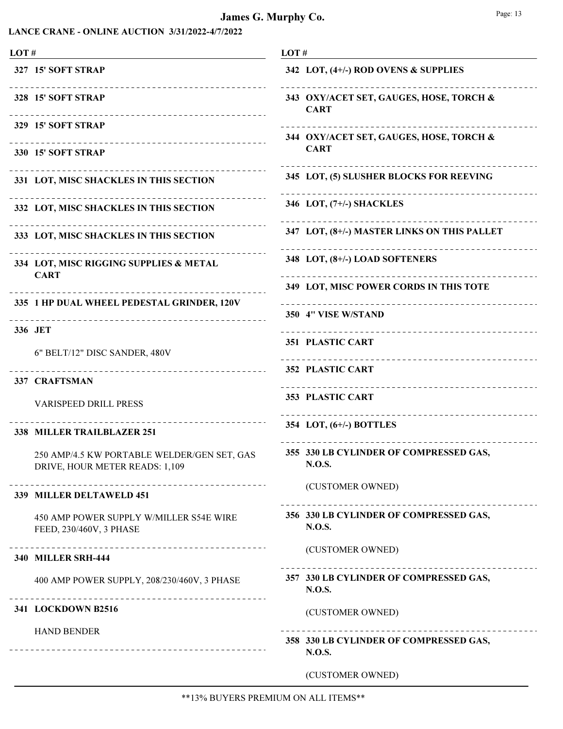**James G. Murphy Co.**

**LANCE CRANE - ONLINE AUCTION 3/31/2022-4/7/2022**

| LOT # | |
|---|---|
| 327 | **15' SOFT STRAP** |
| 328 | **15' SOFT STRAP** |
| 329 | **15' SOFT STRAP** |
| 330 | **15' SOFT STRAP** |
| 331 | **LOT, MISC SHACKLES IN THIS SECTION** |
| 332 | **LOT, MISC SHACKLES IN THIS SECTION** |
| 333 | **LOT, MISC SHACKLES IN THIS SECTION** |
| 334 | **LOT, MISC RIGGING SUPPLIES & METAL CART** |
| 335 | **1 HP DUAL WHEEL PEDESTAL GRINDER, 120V** |
| 336 | **JET**<br>6" BELT/12" DISC SANDER, 480V |
| 337 | **CRAFTSMAN**<br>VARISPEED DRILL PRESS |
| 338 | **MILLER TRAILBLAZER 251**<br>250 AMP/4.5 KW PORTABLE WELDER/GEN SET, GAS DRIVE, HOUR METER READS: 1,109 |
| 339 | **MILLER DELTAWELD 451**<br>450 AMP POWER SUPPLY W/MILLER S54E WIRE FEED, 230/460V, 3 PHASE |
| 340 | **MILLER SRH-444**<br>400 AMP POWER SUPPLY, 208/230/460V, 3 PHASE |
| 341 | **LOCKDOWN B2516**<br>HAND BENDER |
| 342 | **LOT, (4+/-) ROD OVENS & SUPPLIES** |
| 343 | **OXY/ACET SET, GAUGES, HOSE, TORCH & CART** |
| 344 | **OXY/ACET SET, GAUGES, HOSE, TORCH & CART** |
| 345 | **LOT, (5) SLUSHER BLOCKS FOR REEVING** |
| 346 | **LOT, (7+/-) SHACKLES** |
| 347 | **LOT, (8+/-) MASTER LINKS ON THIS PALLET** |
| 348 | **LOT, (8+/-) LOAD SOFTENERS** |
| 349 | **LOT, MISC POWER CORDS IN THIS TOTE** |
| 350 | **4" VISE W/STAND** |
| 351 | **PLASTIC CART** |
| 352 | **PLASTIC CART** |
| 353 | **PLASTIC CART** |
| 354 | **LOT, (6+/-) BOTTLES** |
| 355 | **330 LB CYLINDER OF COMPRESSED GAS, N.O.S.**<br>(CUSTOMER OWNED) |
| 356 | **330 LB CYLINDER OF COMPRESSED GAS, N.O.S.**<br>(CUSTOMER OWNED) |
| 357 | **330 LB CYLINDER OF COMPRESSED GAS, N.O.S.**<br>(CUSTOMER OWNED) |
| 358 | **330 LB CYLINDER OF COMPRESSED GAS, N.O.S.**<br>(CUSTOMER OWNED) |

**13% BUYERS PREMIUM ON ALL ITEMS**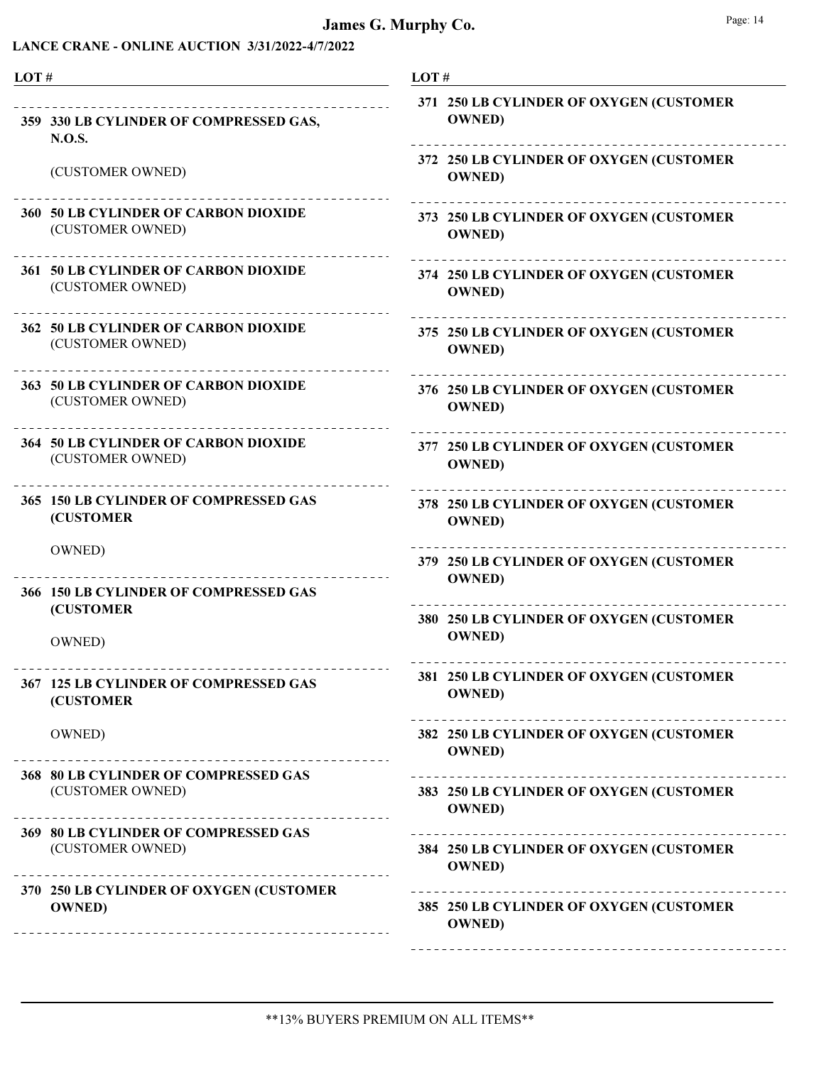# James G. Murphy Co.

**LANCE CRANE - ONLINE AUCTION 3/31/2022-4/7/2022**

**LOT #**

**359 330 LB CYLINDER OF COMPRESSED GAS, N.O.S.**

(CUSTOMER OWNED)

**360 50 LB CYLINDER OF CARBON DIOXIDE**
(CUSTOMER OWNED)

**361 50 LB CYLINDER OF CARBON DIOXIDE**
(CUSTOMER OWNED)

**362 50 LB CYLINDER OF CARBON DIOXIDE**
(CUSTOMER OWNED)

**363 50 LB CYLINDER OF CARBON DIOXIDE**
(CUSTOMER OWNED)

**364 50 LB CYLINDER OF CARBON DIOXIDE**
(CUSTOMER OWNED)

**365 150 LB CYLINDER OF COMPRESSED GAS (CUSTOMER**

OWNED)

**366 150 LB CYLINDER OF COMPRESSED GAS (CUSTOMER**

OWNED)

**367 125 LB CYLINDER OF COMPRESSED GAS (CUSTOMER**

OWNED)

**368 80 LB CYLINDER OF COMPRESSED GAS**
(CUSTOMER OWNED)

**369 80 LB CYLINDER OF COMPRESSED GAS**
(CUSTOMER OWNED)

**370 250 LB CYLINDER OF OXYGEN (CUSTOMER OWNED)**

**371 250 LB CYLINDER OF OXYGEN (CUSTOMER OWNED)**

**372 250 LB CYLINDER OF OXYGEN (CUSTOMER OWNED)**

**373 250 LB CYLINDER OF OXYGEN (CUSTOMER OWNED)**

**374 250 LB CYLINDER OF OXYGEN (CUSTOMER OWNED)**

**375 250 LB CYLINDER OF OXYGEN (CUSTOMER OWNED)**

**376 250 LB CYLINDER OF OXYGEN (CUSTOMER OWNED)**

**377 250 LB CYLINDER OF OXYGEN (CUSTOMER OWNED)**

**378 250 LB CYLINDER OF OXYGEN (CUSTOMER OWNED)**

**379 250 LB CYLINDER OF OXYGEN (CUSTOMER OWNED)**

**380 250 LB CYLINDER OF OXYGEN (CUSTOMER OWNED)**

**381 250 LB CYLINDER OF OXYGEN (CUSTOMER OWNED)**

**382 250 LB CYLINDER OF OXYGEN (CUSTOMER OWNED)**

**383 250 LB CYLINDER OF OXYGEN (CUSTOMER OWNED)**

**384 250 LB CYLINDER OF OXYGEN (CUSTOMER OWNED)**

**385 250 LB CYLINDER OF OXYGEN (CUSTOMER OWNED)**

**13% BUYERS PREMIUM ON ALL ITEMS**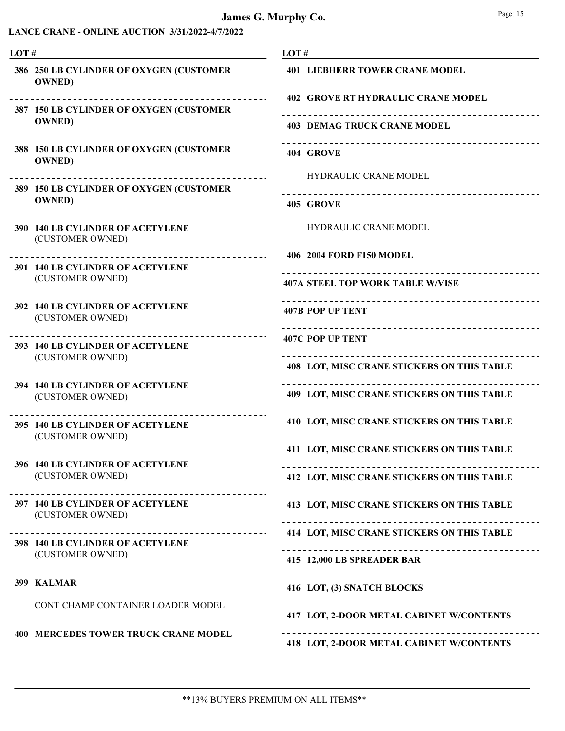# James G. Murphy Co.

**LANCE CRANE - ONLINE AUCTION 3/31/2022-4/7/2022**

| LOT # | |
|---|---|
| 386 | **250 LB CYLINDER OF OXYGEN (CUSTOMER OWNED)** |
| 387 | **150 LB CYLINDER OF OXYGEN (CUSTOMER OWNED)** |
| 388 | **150 LB CYLINDER OF OXYGEN (CUSTOMER OWNED)** |
| 389 | **150 LB CYLINDER OF OXYGEN (CUSTOMER OWNED)** |
| 390 | **140 LB CYLINDER OF ACETYLENE** (CUSTOMER OWNED) |
| 391 | **140 LB CYLINDER OF ACETYLENE** (CUSTOMER OWNED) |
| 392 | **140 LB CYLINDER OF ACETYLENE** (CUSTOMER OWNED) |
| 393 | **140 LB CYLINDER OF ACETYLENE** (CUSTOMER OWNED) |
| 394 | **140 LB CYLINDER OF ACETYLENE** (CUSTOMER OWNED) |
| 395 | **140 LB CYLINDER OF ACETYLENE** (CUSTOMER OWNED) |
| 396 | **140 LB CYLINDER OF ACETYLENE** (CUSTOMER OWNED) |
| 397 | **140 LB CYLINDER OF ACETYLENE** (CUSTOMER OWNED) |
| 398 | **140 LB CYLINDER OF ACETYLENE** (CUSTOMER OWNED) |
| 399 | **KALMAR** CONT CHAMP CONTAINER LOADER MODEL |
| 400 | **MERCEDES TOWER TRUCK CRANE MODEL** |
| 401 | **LIEBHERR TOWER CRANE MODEL** |
| 402 | **GROVE RT HYDRAULIC CRANE MODEL** |
| 403 | **DEMAG TRUCK CRANE MODEL** |
| 404 | **GROVE** HYDRAULIC CRANE MODEL |
| 405 | **GROVE** HYDRAULIC CRANE MODEL |
| 406 | **2004 FORD F150 MODEL** |
| 407A | **STEEL TOP WORK TABLE W/VISE** |
| 407B | **POP UP TENT** |
| 407C | **POP UP TENT** |
| 408 | **LOT, MISC CRANE STICKERS ON THIS TABLE** |
| 409 | **LOT, MISC CRANE STICKERS ON THIS TABLE** |
| 410 | **LOT, MISC CRANE STICKERS ON THIS TABLE** |
| 411 | **LOT, MISC CRANE STICKERS ON THIS TABLE** |
| 412 | **LOT, MISC CRANE STICKERS ON THIS TABLE** |
| 413 | **LOT, MISC CRANE STICKERS ON THIS TABLE** |
| 414 | **LOT, MISC CRANE STICKERS ON THIS TABLE** |
| 415 | **12,000 LB SPREADER BAR** |
| 416 | **LOT, (3) SNATCH BLOCKS** |
| 417 | **LOT, 2-DOOR METAL CABINET W/CONTENTS** |
| 418 | **LOT, 2-DOOR METAL CABINET W/CONTENTS** |

**13% BUYERS PREMIUM ON ALL ITEMS**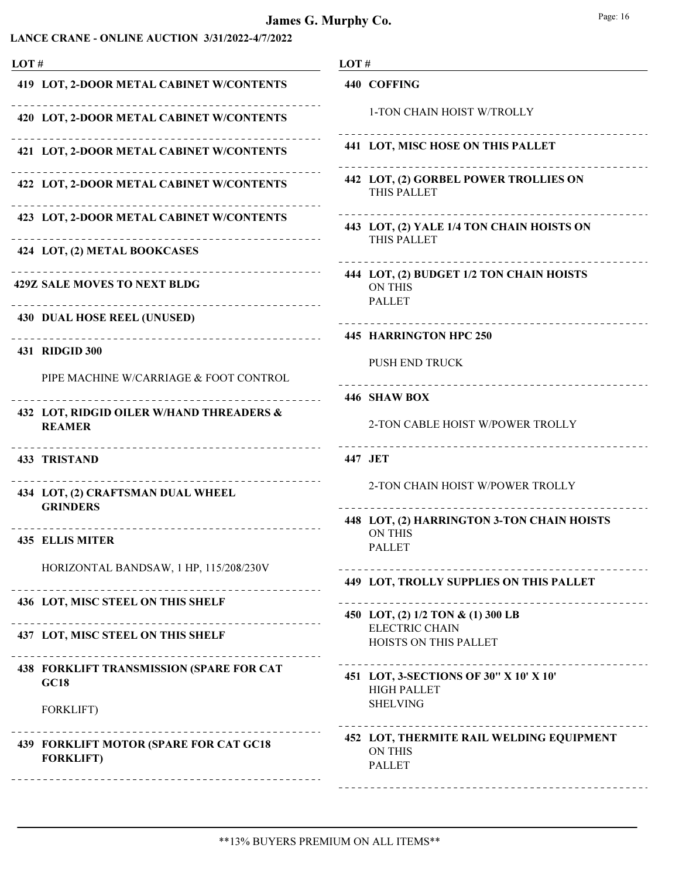# James G. Murphy Co.

**LANCE CRANE - ONLINE AUCTION 3/31/2022-4/7/2022**

| LOT # | |
|---|---|
| **419** | **LOT, 2-DOOR METAL CABINET W/CONTENTS** |
| **420** | **LOT, 2-DOOR METAL CABINET W/CONTENTS** |
| **421** | **LOT, 2-DOOR METAL CABINET W/CONTENTS** |
| **422** | **LOT, 2-DOOR METAL CABINET W/CONTENTS** |
| **423** | **LOT, 2-DOOR METAL CABINET W/CONTENTS** |
| **424** | **LOT, (2) METAL BOOKCASES** |
| **429Z** | **SALE MOVES TO NEXT BLDG** |
| **430** | **DUAL HOSE REEL (UNUSED)** |
| **431** | **RIDGID 300**<br>PIPE MACHINE W/CARRIAGE & FOOT CONTROL |
| **432** | **LOT, RIDGID OILER W/HAND THREADERS & REAMER** |
| **433** | **TRISTAND** |
| **434** | **LOT, (2) CRAFTSMAN DUAL WHEEL GRINDERS** |
| **435** | **ELLIS MITER**<br>HORIZONTAL BANDSAW, 1 HP, 115/208/230V |
| **436** | **LOT, MISC STEEL ON THIS SHELF** |
| **437** | **LOT, MISC STEEL ON THIS SHELF** |
| **438** | **FORKLIFT TRANSMISSION (SPARE FOR CAT GC18**<br>FORKLIFT) |
| **439** | **FORKLIFT MOTOR (SPARE FOR CAT GC18 FORKLIFT)** |
| **440** | **COFFING**<br>1-TON CHAIN HOIST W/TROLLY |
| **441** | **LOT, MISC HOSE ON THIS PALLET** |
| **442** | **LOT, (2) GORBEL POWER TROLLIES ON** THIS PALLET |
| **443** | **LOT, (2) YALE 1/4 TON CHAIN HOISTS ON** THIS PALLET |
| **444** | **LOT, (2) BUDGET 1/2 TON CHAIN HOISTS** ON THIS PALLET |
| **445** | **HARRINGTON HPC 250**<br>PUSH END TRUCK |
| **446** | **SHAW BOX**<br>2-TON CABLE HOIST W/POWER TROLLY |
| **447** | **JET**<br>2-TON CHAIN HOIST W/POWER TROLLY |
| **448** | **LOT, (2) HARRINGTON 3-TON CHAIN HOISTS** ON THIS PALLET |
| **449** | **LOT, TROLLY SUPPLIES ON THIS PALLET** |
| **450** | **LOT, (2) 1/2 TON & (1) 300 LB** ELECTRIC CHAIN HOISTS ON THIS PALLET |
| **451** | **LOT, 3-SECTIONS OF 30" X 10' X 10'** HIGH PALLET SHELVING |
| **452** | **LOT, THERMITE RAIL WELDING EQUIPMENT** ON THIS PALLET |

**13% BUYERS PREMIUM ON ALL ITEMS**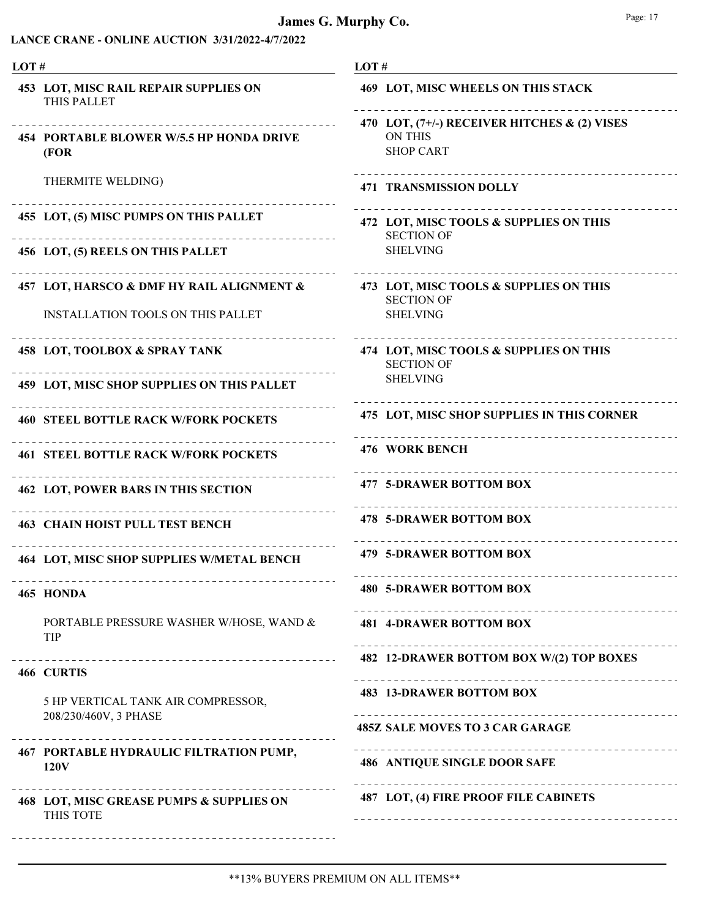# James G. Murphy Co.

## LANCE CRANE - ONLINE AUCTION 3/31/2022-4/7/2022

| LOT # | |
|---|---|
| 453 | **LOT, MISC RAIL REPAIR SUPPLIES ON** THIS PALLET |
| 454 | **PORTABLE BLOWER W/5.5 HP HONDA DRIVE (FOR** THERMITE WELDING) |
| 455 | **LOT, (5) MISC PUMPS ON THIS PALLET** |
| 456 | **LOT, (5) REELS ON THIS PALLET** |
| 457 | **LOT, HARSCO & DMF HY RAIL ALIGNMENT &** INSTALLATION TOOLS ON THIS PALLET |
| 458 | **LOT, TOOLBOX & SPRAY TANK** |
| 459 | **LOT, MISC SHOP SUPPLIES ON THIS PALLET** |
| 460 | **STEEL BOTTLE RACK W/FORK POCKETS** |
| 461 | **STEEL BOTTLE RACK W/FORK POCKETS** |
| 462 | **LOT, POWER BARS IN THIS SECTION** |
| 463 | **CHAIN HOIST PULL TEST BENCH** |
| 464 | **LOT, MISC SHOP SUPPLIES W/METAL BENCH** |
| 465 | **HONDA** PORTABLE PRESSURE WASHER W/HOSE, WAND & TIP |
| 466 | **CURTIS** 5 HP VERTICAL TANK AIR COMPRESSOR, 208/230/460V, 3 PHASE |
| 467 | **PORTABLE HYDRAULIC FILTRATION PUMP, 120V** |
| 468 | **LOT, MISC GREASE PUMPS & SUPPLIES ON** THIS TOTE |
| 469 | **LOT, MISC WHEELS ON THIS STACK** |
| 470 | **LOT, (7+/-) RECEIVER HITCHES & (2) VISES** ON THIS SHOP CART |
| 471 | **TRANSMISSION DOLLY** |
| 472 | **LOT, MISC TOOLS & SUPPLIES ON THIS** SECTION OF SHELVING |
| 473 | **LOT, MISC TOOLS & SUPPLIES ON THIS** SECTION OF SHELVING |
| 474 | **LOT, MISC TOOLS & SUPPLIES ON THIS** SECTION OF SHELVING |
| 475 | **LOT, MISC SHOP SUPPLIES IN THIS CORNER** |
| 476 | **WORK BENCH** |
| 477 | **5-DRAWER BOTTOM BOX** |
| 478 | **5-DRAWER BOTTOM BOX** |
| 479 | **5-DRAWER BOTTOM BOX** |
| 480 | **5-DRAWER BOTTOM BOX** |
| 481 | **4-DRAWER BOTTOM BOX** |
| 482 | **12-DRAWER BOTTOM BOX W/(2) TOP BOXES** |
| 483 | **13-DRAWER BOTTOM BOX** |
| 485Z | **SALE MOVES TO 3 CAR GARAGE** |
| 486 | **ANTIQUE SINGLE DOOR SAFE** |
| 487 | **LOT, (4) FIRE PROOF FILE CABINETS** |

**13% BUYERS PREMIUM ON ALL ITEMS**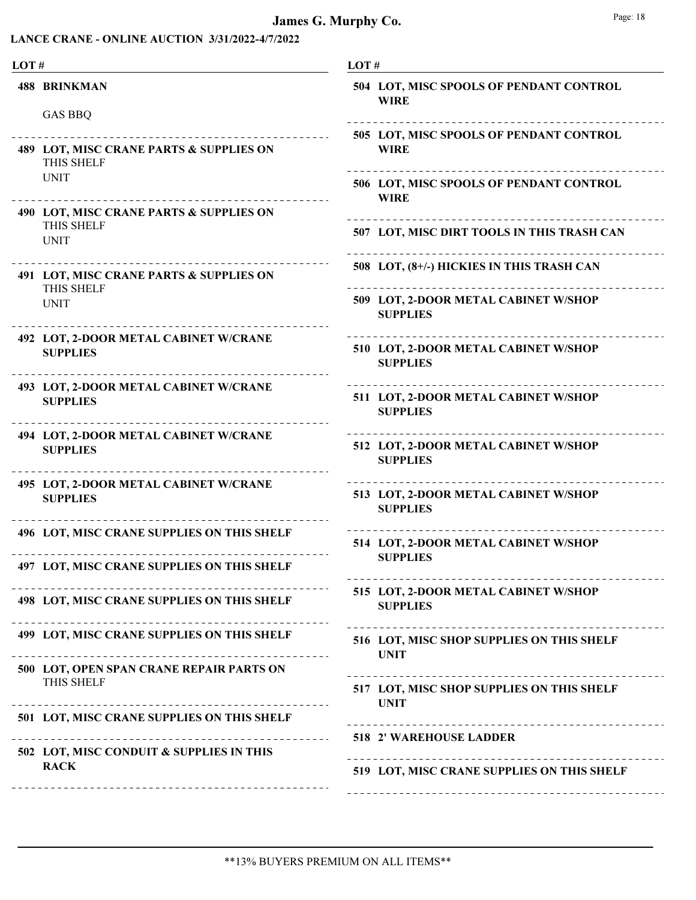# James G. Murphy Co.

**LANCE CRANE - ONLINE AUCTION 3/31/2022-4/7/2022**

| LOT # | |
|---|---|
| **488** | **BRINKMAN** GAS BBQ |
| **489** | **LOT, MISC CRANE PARTS & SUPPLIES ON** THIS SHELF UNIT |
| **490** | **LOT, MISC CRANE PARTS & SUPPLIES ON** THIS SHELF UNIT |
| **491** | **LOT, MISC CRANE PARTS & SUPPLIES ON** THIS SHELF UNIT |
| **492** | **LOT, 2-DOOR METAL CABINET W/CRANE SUPPLIES** |
| **493** | **LOT, 2-DOOR METAL CABINET W/CRANE SUPPLIES** |
| **494** | **LOT, 2-DOOR METAL CABINET W/CRANE SUPPLIES** |
| **495** | **LOT, 2-DOOR METAL CABINET W/CRANE SUPPLIES** |
| **496** | **LOT, MISC CRANE SUPPLIES ON THIS SHELF** |
| **497** | **LOT, MISC CRANE SUPPLIES ON THIS SHELF** |
| **498** | **LOT, MISC CRANE SUPPLIES ON THIS SHELF** |
| **499** | **LOT, MISC CRANE SUPPLIES ON THIS SHELF** |
| **500** | **LOT, OPEN SPAN CRANE REPAIR PARTS ON** THIS SHELF |
| **501** | **LOT, MISC CRANE SUPPLIES ON THIS SHELF** |
| **502** | **LOT, MISC CONDUIT & SUPPLIES IN THIS RACK** |
| **504** | **LOT, MISC SPOOLS OF PENDANT CONTROL WIRE** |
| **505** | **LOT, MISC SPOOLS OF PENDANT CONTROL WIRE** |
| **506** | **LOT, MISC SPOOLS OF PENDANT CONTROL WIRE** |
| **507** | **LOT, MISC DIRT TOOLS IN THIS TRASH CAN** |
| **508** | **LOT, (8+/-) HICKIES IN THIS TRASH CAN** |
| **509** | **LOT, 2-DOOR METAL CABINET W/SHOP SUPPLIES** |
| **510** | **LOT, 2-DOOR METAL CABINET W/SHOP SUPPLIES** |
| **511** | **LOT, 2-DOOR METAL CABINET W/SHOP SUPPLIES** |
| **512** | **LOT, 2-DOOR METAL CABINET W/SHOP SUPPLIES** |
| **513** | **LOT, 2-DOOR METAL CABINET W/SHOP SUPPLIES** |
| **514** | **LOT, 2-DOOR METAL CABINET W/SHOP SUPPLIES** |
| **515** | **LOT, 2-DOOR METAL CABINET W/SHOP SUPPLIES** |
| **516** | **LOT, MISC SHOP SUPPLIES ON THIS SHELF UNIT** |
| **517** | **LOT, MISC SHOP SUPPLIES ON THIS SHELF UNIT** |
| **518** | **2' WAREHOUSE LADDER** |
| **519** | **LOT, MISC CRANE SUPPLIES ON THIS SHELF** |

**13% BUYERS PREMIUM ON ALL ITEMS**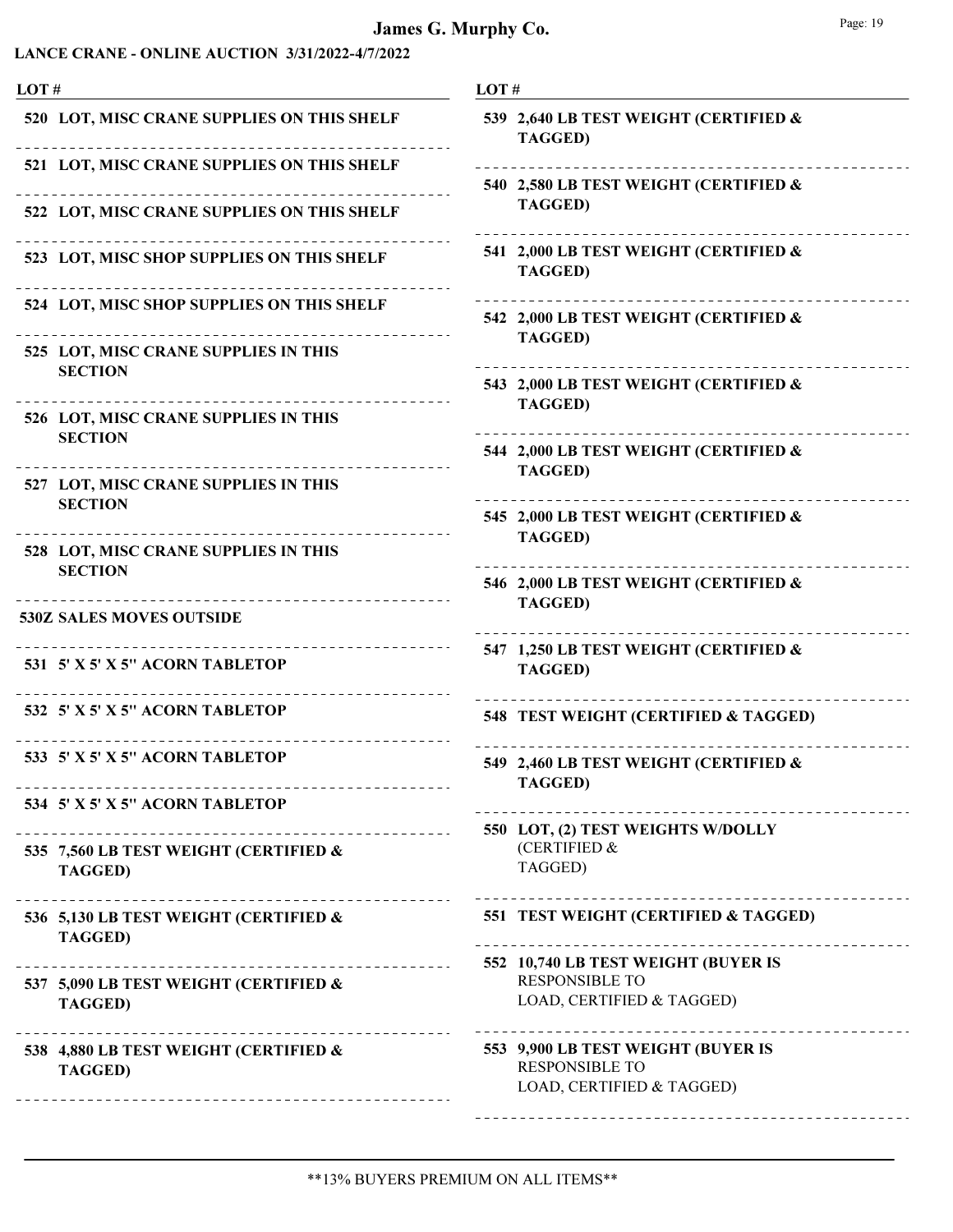# James G. Murphy Co.

**LANCE CRANE - ONLINE AUCTION 3/31/2022-4/7/2022**

| LOT # | |
|---|---|
| 520 | LOT, MISC CRANE SUPPLIES ON THIS SHELF |
| 521 | LOT, MISC CRANE SUPPLIES ON THIS SHELF |
| 522 | LOT, MISC CRANE SUPPLIES ON THIS SHELF |
| 523 | LOT, MISC SHOP SUPPLIES ON THIS SHELF |
| 524 | LOT, MISC SHOP SUPPLIES ON THIS SHELF |
| 525 | LOT, MISC CRANE SUPPLIES IN THIS SECTION |
| 526 | LOT, MISC CRANE SUPPLIES IN THIS SECTION |
| 527 | LOT, MISC CRANE SUPPLIES IN THIS SECTION |
| 528 | LOT, MISC CRANE SUPPLIES IN THIS SECTION |
| 530Z | SALES MOVES OUTSIDE |
| 531 | 5' X 5' X 5" ACORN TABLETOP |
| 532 | 5' X 5' X 5" ACORN TABLETOP |
| 533 | 5' X 5' X 5" ACORN TABLETOP |
| 534 | 5' X 5' X 5" ACORN TABLETOP |
| 535 | 7,560 LB TEST WEIGHT (CERTIFIED & TAGGED) |
| 536 | 5,130 LB TEST WEIGHT (CERTIFIED & TAGGED) |
| 537 | 5,090 LB TEST WEIGHT (CERTIFIED & TAGGED) |
| 538 | 4,880 LB TEST WEIGHT (CERTIFIED & TAGGED) |
| 539 | 2,640 LB TEST WEIGHT (CERTIFIED & TAGGED) |
| 540 | 2,580 LB TEST WEIGHT (CERTIFIED & TAGGED) |
| 541 | 2,000 LB TEST WEIGHT (CERTIFIED & TAGGED) |
| 542 | 2,000 LB TEST WEIGHT (CERTIFIED & TAGGED) |
| 543 | 2,000 LB TEST WEIGHT (CERTIFIED & TAGGED) |
| 544 | 2,000 LB TEST WEIGHT (CERTIFIED & TAGGED) |
| 545 | 2,000 LB TEST WEIGHT (CERTIFIED & TAGGED) |
| 546 | 2,000 LB TEST WEIGHT (CERTIFIED & TAGGED) |
| 547 | 1,250 LB TEST WEIGHT (CERTIFIED & TAGGED) |
| 548 | TEST WEIGHT (CERTIFIED & TAGGED) |
| 549 | 2,460 LB TEST WEIGHT (CERTIFIED & TAGGED) |
| 550 | LOT, (2) TEST WEIGHTS W/DOLLY (CERTIFIED & TAGGED) |
| 551 | TEST WEIGHT (CERTIFIED & TAGGED) |
| 552 | 10,740 LB TEST WEIGHT (BUYER IS RESPONSIBLE TO LOAD, CERTIFIED & TAGGED) |
| 553 | 9,900 LB TEST WEIGHT (BUYER IS RESPONSIBLE TO LOAD, CERTIFIED & TAGGED) |

**13% BUYERS PREMIUM ON ALL ITEMS**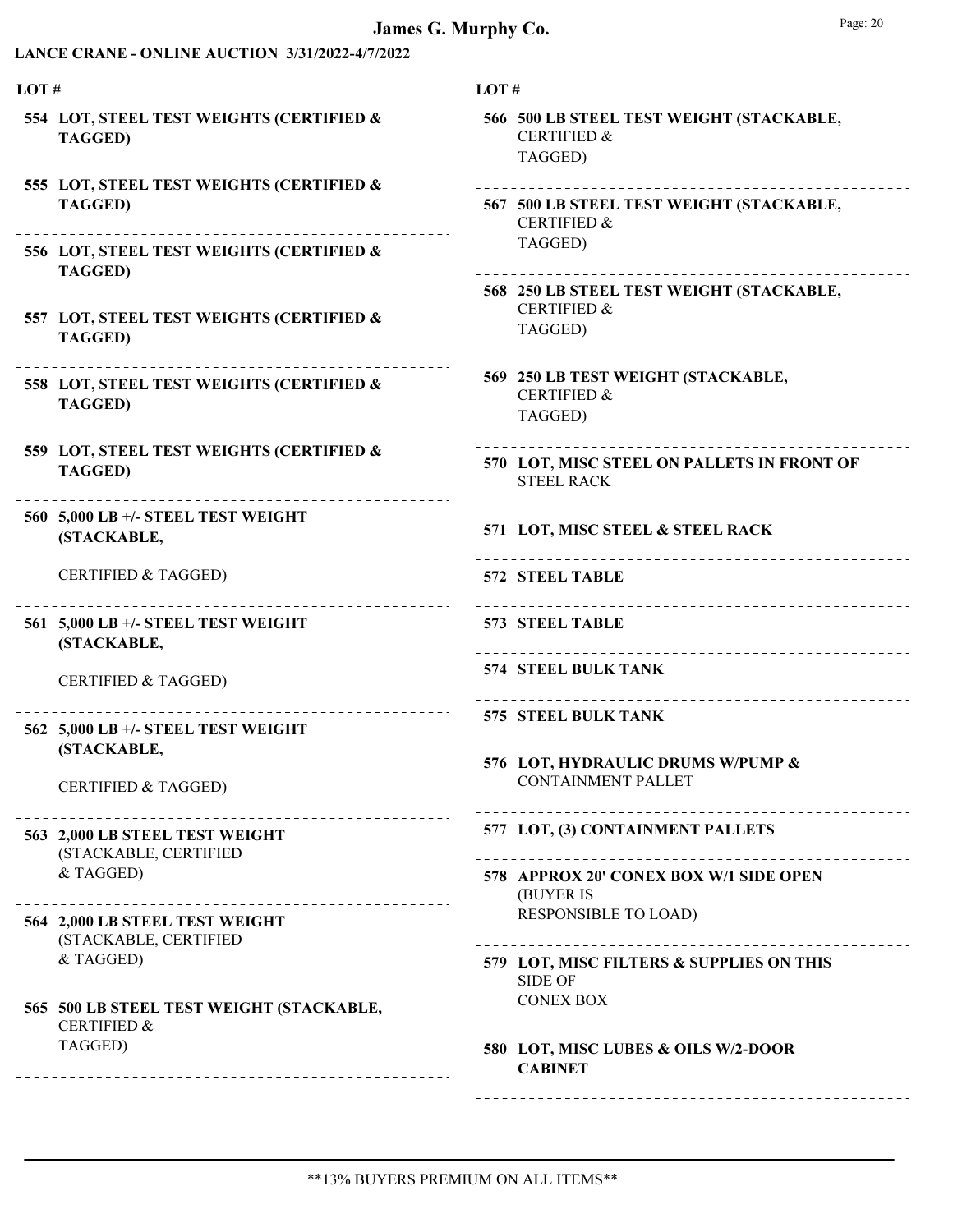# James G. Murphy Co.

**LANCE CRANE - ONLINE AUCTION 3/31/2022-4/7/2022**

| LOT # | Description |
|---|---|
| 554 | **LOT, STEEL TEST WEIGHTS (CERTIFIED & TAGGED)** |
| 555 | **LOT, STEEL TEST WEIGHTS (CERTIFIED & TAGGED)** |
| 556 | **LOT, STEEL TEST WEIGHTS (CERTIFIED & TAGGED)** |
| 557 | **LOT, STEEL TEST WEIGHTS (CERTIFIED & TAGGED)** |
| 558 | **LOT, STEEL TEST WEIGHTS (CERTIFIED & TAGGED)** |
| 559 | **LOT, STEEL TEST WEIGHTS (CERTIFIED & TAGGED)** |
| 560 | **5,000 LB +/- STEEL TEST WEIGHT (STACKABLE,** CERTIFIED & TAGGED) |
| 561 | **5,000 LB +/- STEEL TEST WEIGHT (STACKABLE,** CERTIFIED & TAGGED) |
| 562 | **5,000 LB +/- STEEL TEST WEIGHT (STACKABLE,** CERTIFIED & TAGGED) |
| 563 | **2,000 LB STEEL TEST WEIGHT** (STACKABLE, CERTIFIED & TAGGED) |
| 564 | **2,000 LB STEEL TEST WEIGHT** (STACKABLE, CERTIFIED & TAGGED) |
| 565 | **500 LB STEEL TEST WEIGHT (STACKABLE,** CERTIFIED & TAGGED) |
| 566 | **500 LB STEEL TEST WEIGHT (STACKABLE,** CERTIFIED & TAGGED) |
| 567 | **500 LB STEEL TEST WEIGHT (STACKABLE,** CERTIFIED & TAGGED) |
| 568 | **250 LB STEEL TEST WEIGHT (STACKABLE,** CERTIFIED & TAGGED) |
| 569 | **250 LB TEST WEIGHT (STACKABLE,** CERTIFIED & TAGGED) |
| 570 | **LOT, MISC STEEL ON PALLETS IN FRONT OF** STEEL RACK |
| 571 | **LOT, MISC STEEL & STEEL RACK** |
| 572 | **STEEL TABLE** |
| 573 | **STEEL TABLE** |
| 574 | **STEEL BULK TANK** |
| 575 | **STEEL BULK TANK** |
| 576 | **LOT, HYDRAULIC DRUMS W/PUMP &** CONTAINMENT PALLET |
| 577 | **LOT, (3) CONTAINMENT PALLETS** |
| 578 | **APPROX 20' CONEX BOX W/1 SIDE OPEN** (BUYER IS RESPONSIBLE TO LOAD) |
| 579 | **LOT, MISC FILTERS & SUPPLIES ON THIS** SIDE OF CONEX BOX |
| 580 | **LOT, MISC LUBES & OILS W/2-DOOR CABINET** |

**13% BUYERS PREMIUM ON ALL ITEMS**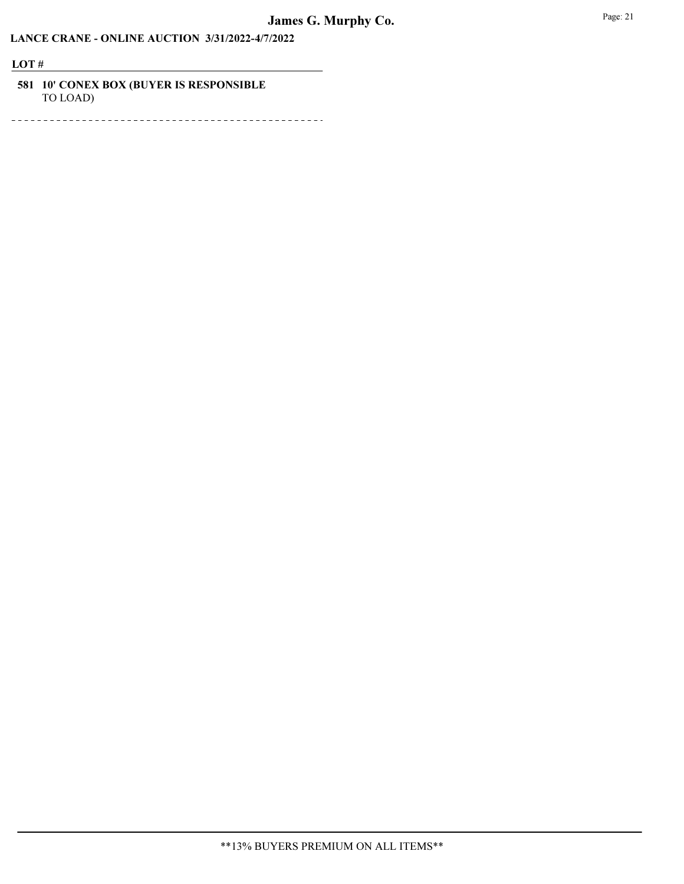**LOT #**

**581** **10' CONEX BOX (BUYER IS RESPONSIBLE** TO LOAD)